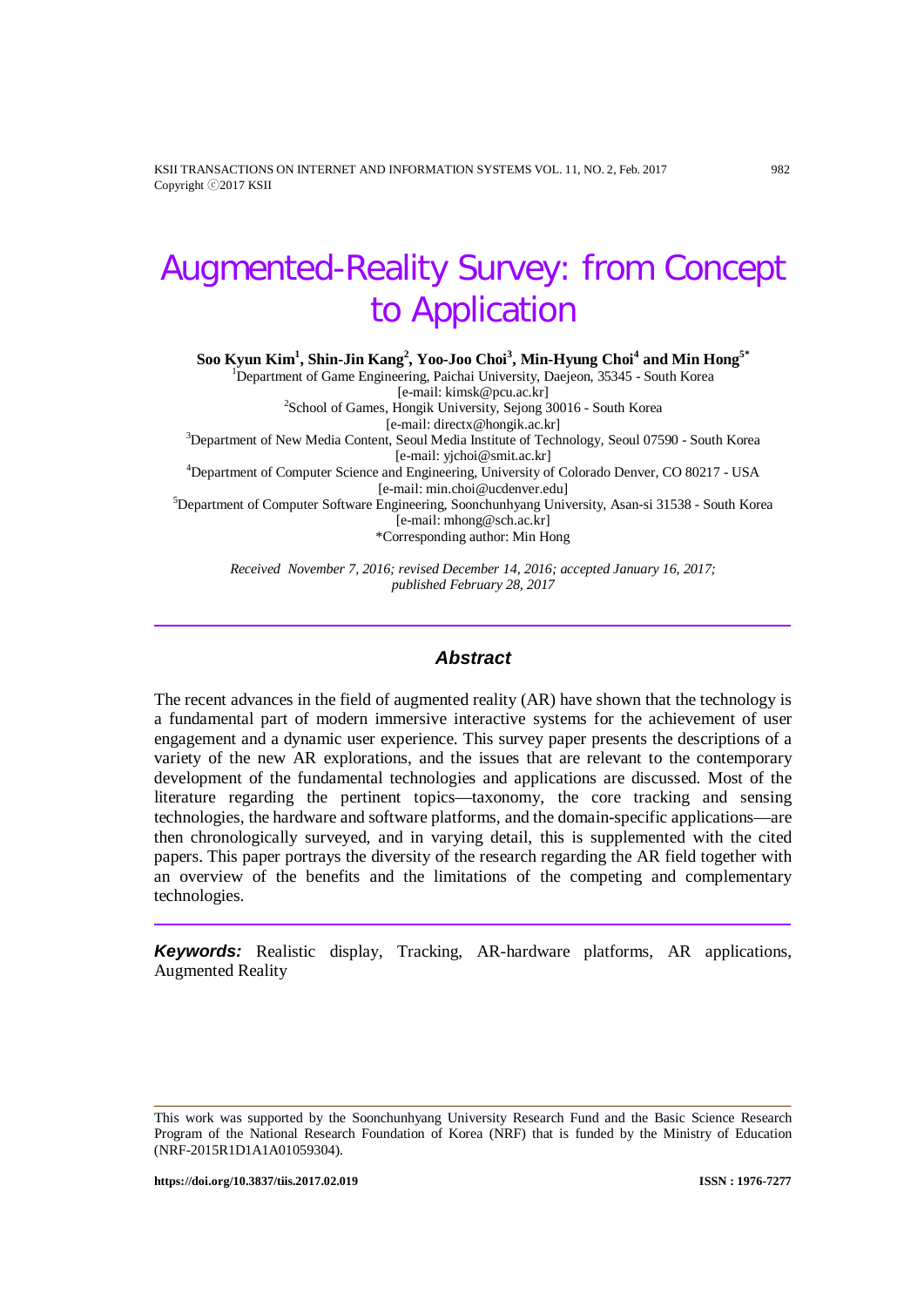# Augmented-Reality Survey: from Concept to Application

**Soo Kyun Kim[1], Shin-Jin Kang[2], Yoo-Joo Choi[3], Min-Hyung Choi[4] and Min Hong[5*]**

[1]Department of Game Engineering, Paichai University, Daejeon, 35345 - South Korea
[e-mail: kimsk@pcu.ac.kr]
[2]School of Games, Hongik University, Sejong 30016 - South Korea
[e-mail: directx@hongik.ac.kr]
[3]Department of New Media Content, Seoul Media Institute of Technology, Seoul 07590 - South Korea
[e-mail: yjchoi@smit.ac.kr]
[4]Department of Computer Science and Engineering, University of Colorado Denver, CO 80217 - USA
[e-mail: min.choi@ucdenver.edu]
[5]Department of Computer Software Engineering, Soonchunhyang University, Asan-si 31538 - South Korea
[e-mail: mhong@sch.ac.kr]
*Corresponding author: Min Hong

*Received November 7, 2016; revised December 14, 2016; accepted January 16, 2017; published February 28, 2017*

## *Abstract*

The recent advances in the field of augmented reality (AR) have shown that the technology is a fundamental part of modern immersive interactive systems for the achievement of user engagement and a dynamic user experience. This survey paper presents the descriptions of a variety of the new AR explorations, and the issues that are relevant to the contemporary development of the fundamental technologies and applications are discussed. Most of the literature regarding the pertinent topics—taxonomy, the core tracking and sensing technologies, the hardware and software platforms, and the domain-specific applications—are then chronologically surveyed, and in varying detail, this is supplemented with the cited papers. This paper portrays the diversity of the research regarding the AR field together with an overview of the benefits and the limitations of the competing and complementary technologies.

***Keywords:*** Realistic display, Tracking, AR-hardware platforms, AR applications, Augmented Reality

---

This work was supported by the Soonchunhyang University Research Fund and the Basic Science Research Program of the National Research Foundation of Korea (NRF) that is funded by the Ministry of Education (NRF-2015R1D1A1A01059304).

**https://doi.org/10.3837/tiis.2017.02.019** **ISSN : 1976-7277**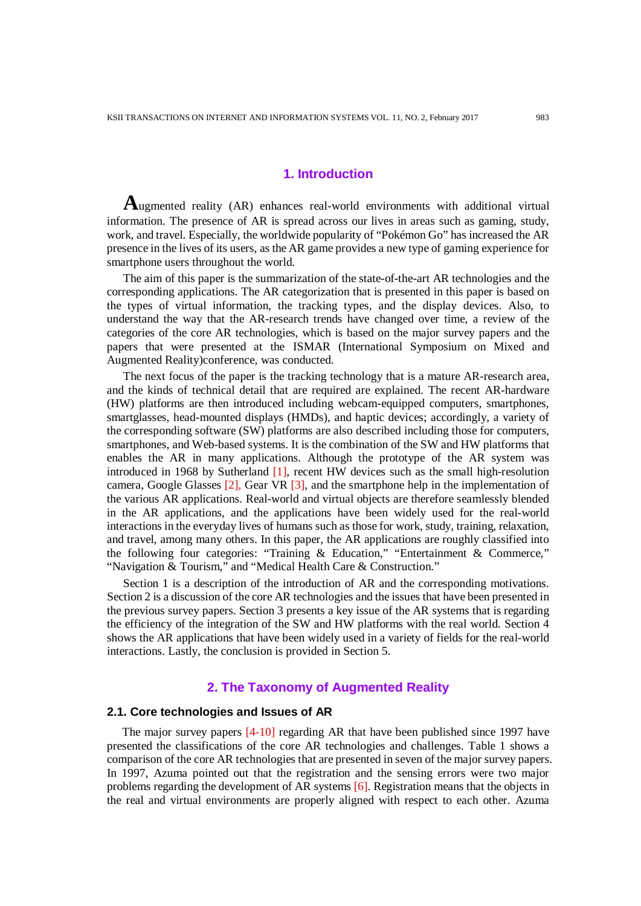## 1. Introduction

Augmented reality (AR) enhances real-world environments with additional virtual information. The presence of AR is spread across our lives in areas such as gaming, study, work, and travel. Especially, the worldwide popularity of "Pokémon Go" has increased the AR presence in the lives of its users, as the AR game provides a new type of gaming experience for smartphone users throughout the world.

The aim of this paper is the summarization of the state-of-the-art AR technologies and the corresponding applications. The AR categorization that is presented in this paper is based on the types of virtual information, the tracking types, and the display devices. Also, to understand the way that the AR-research trends have changed over time, a review of the categories of the core AR technologies, which is based on the major survey papers and the papers that were presented at the ISMAR (International Symposium on Mixed and Augmented Reality)conference, was conducted.

The next focus of the paper is the tracking technology that is a mature AR-research area, and the kinds of technical detail that are required are explained. The recent AR-hardware (HW) platforms are then introduced including webcam-equipped computers, smartphones, smartglasses, head-mounted displays (HMDs), and haptic devices; accordingly, a variety of the corresponding software (SW) platforms are also described including those for computers, smartphones, and Web-based systems. It is the combination of the SW and HW platforms that enables the AR in many applications. Although the prototype of the AR system was introduced in 1968 by Sutherland [1], recent HW devices such as the small high-resolution camera, Google Glasses [2], Gear VR [3], and the smartphone help in the implementation of the various AR applications. Real-world and virtual objects are therefore seamlessly blended in the AR applications, and the applications have been widely used for the real-world interactions in the everyday lives of humans such as those for work, study, training, relaxation, and travel, among many others. In this paper, the AR applications are roughly classified into the following four categories: "Training & Education," "Entertainment & Commerce," "Navigation & Tourism," and "Medical Health Care & Construction."

Section 1 is a description of the introduction of AR and the corresponding motivations. Section 2 is a discussion of the core AR technologies and the issues that have been presented in the previous survey papers. Section 3 presents a key issue of the AR systems that is regarding the efficiency of the integration of the SW and HW platforms with the real world. Section 4 shows the AR applications that have been widely used in a variety of fields for the real-world interactions. Lastly, the conclusion is provided in Section 5.

## 2. The Taxonomy of Augmented Reality

### 2.1. Core technologies and Issues of AR

The major survey papers [4-10] regarding AR that have been published since 1997 have presented the classifications of the core AR technologies and challenges. Table 1 shows a comparison of the core AR technologies that are presented in seven of the major survey papers. In 1997, Azuma pointed out that the registration and the sensing errors were two major problems regarding the development of AR systems [6]. Registration means that the objects in the real and virtual environments are properly aligned with respect to each other. Azuma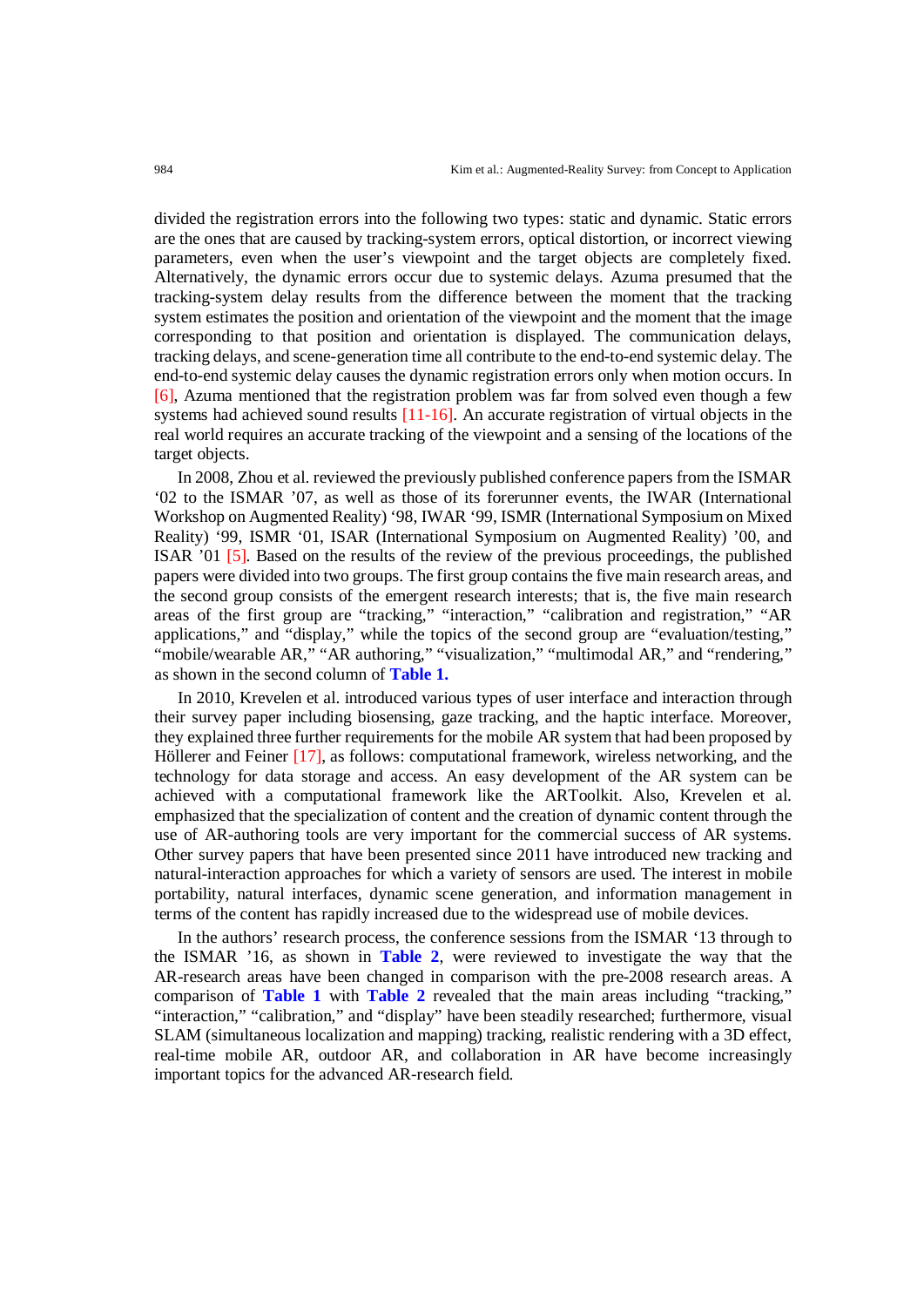divided the registration errors into the following two types: static and dynamic. Static errors are the ones that are caused by tracking-system errors, optical distortion, or incorrect viewing parameters, even when the user's viewpoint and the target objects are completely fixed. Alternatively, the dynamic errors occur due to systemic delays. Azuma presumed that the tracking-system delay results from the difference between the moment that the tracking system estimates the position and orientation of the viewpoint and the moment that the image corresponding to that position and orientation is displayed. The communication delays, tracking delays, and scene-generation time all contribute to the end-to-end systemic delay. The end-to-end systemic delay causes the dynamic registration errors only when motion occurs. In [6], Azuma mentioned that the registration problem was far from solved even though a few systems had achieved sound results [11-16]. An accurate registration of virtual objects in the real world requires an accurate tracking of the viewpoint and a sensing of the locations of the target objects.

In 2008, Zhou et al. reviewed the previously published conference papers from the ISMAR '02 to the ISMAR '07, as well as those of its forerunner events, the IWAR (International Workshop on Augmented Reality) '98, IWAR '99, ISMR (International Symposium on Mixed Reality) '99, ISMR '01, ISAR (International Symposium on Augmented Reality) '00, and ISAR '01 [5]. Based on the results of the review of the previous proceedings, the published papers were divided into two groups. The first group contains the five main research areas, and the second group consists of the emergent research interests; that is, the five main research areas of the first group are "tracking," "interaction," "calibration and registration," "AR applications," and "display," while the topics of the second group are "evaluation/testing," "mobile/wearable AR," "AR authoring," "visualization," "multimodal AR," and "rendering," as shown in the second column of **Table 1.**

In 2010, Krevelen et al. introduced various types of user interface and interaction through their survey paper including biosensing, gaze tracking, and the haptic interface. Moreover, they explained three further requirements for the mobile AR system that had been proposed by Höllerer and Feiner [17], as follows: computational framework, wireless networking, and the technology for data storage and access. An easy development of the AR system can be achieved with a computational framework like the ARToolkit. Also, Krevelen et al. emphasized that the specialization of content and the creation of dynamic content through the use of AR-authoring tools are very important for the commercial success of AR systems. Other survey papers that have been presented since 2011 have introduced new tracking and natural-interaction approaches for which a variety of sensors are used. The interest in mobile portability, natural interfaces, dynamic scene generation, and information management in terms of the content has rapidly increased due to the widespread use of mobile devices.

In the authors' research process, the conference sessions from the ISMAR '13 through to the ISMAR '16, as shown in **Table 2**, were reviewed to investigate the way that the AR-research areas have been changed in comparison with the pre-2008 research areas. A comparison of **Table 1** with **Table 2** revealed that the main areas including "tracking," "interaction," "calibration," and "display" have been steadily researched; furthermore, visual SLAM (simultaneous localization and mapping) tracking, realistic rendering with a 3D effect, real-time mobile AR, outdoor AR, and collaboration in AR have become increasingly important topics for the advanced AR-research field.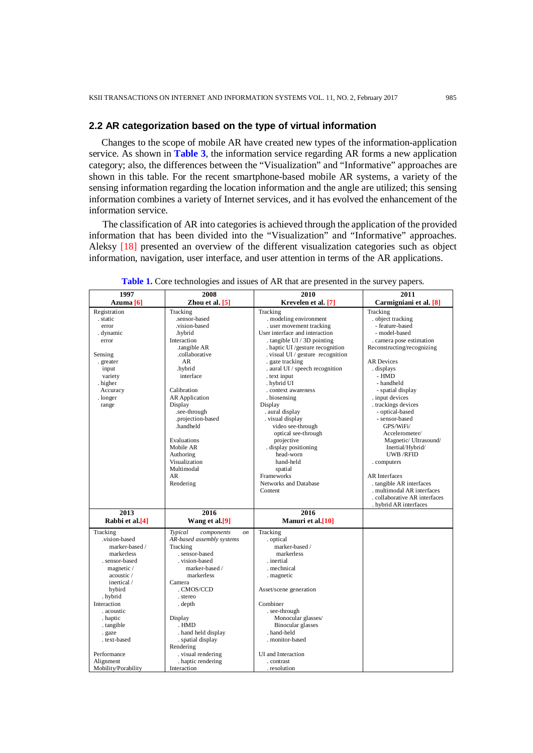## 2.2 AR categorization based on the type of virtual information

Changes to the scope of mobile AR have created new types of the information-application service. As shown in **Table 3**, the information service regarding AR forms a new application category; also, the differences between the "Visualization" and "Informative" approaches are shown in this table. For the recent smartphone-based mobile AR systems, a variety of the sensing information regarding the location information and the angle are utilized; this sensing information combines a variety of Internet services, and it has evolved the enhancement of the information service.

The classification of AR into categories is achieved through the application of the provided information that has been divided into the "Visualization" and "Informative" approaches. Aleksy [18] presented an overview of the different visualization categories such as object information, navigation, user interface, and user attention in terms of the AR applications.

**Table 1.** Core technologies and issues of AR that are presented in the survey papers.

| 1997<br>Azuma [6] | 2008<br>Zhou et al. [5] | 2010<br>Krevelen et al. [7] | 2011<br>Carmigniani et al. [8] |
|---|---|---|---|
| Registration<br>. static error<br>. dynamic error<br><br>Sensing<br>. greater input variety<br>. higher Accuracy<br>. longer range | Tracking<br>.sensor-based<br>.vision-based<br>.hybrid<br>Interaction<br>.tangible AR<br>.collaborative AR<br>.hybrid interface<br><br>Calibration<br>AR Application<br>Display<br>.see-through<br>.projection-based<br>.handheld<br><br>Evaluations<br>Mobile AR<br>Authoring<br>Visualization<br>Multimodal AR<br>Rendering | Tracking<br>. modeling environment<br>. user movement tracking<br>User interface and interaction<br>. tangible UI / 3D pointing<br>. haptic UI /gesture recognition<br>. visual UI / gesture recognition<br>. gaze tracking<br>. aural UI / speech recognition<br>. text input<br>. hybrid UI<br>. context awareness<br>. biosensing<br>Display<br>. aural display<br>. visual display<br>video see-through<br>optical see-through<br>projective<br>. display positioning<br>head-worn<br>hand-held<br>spatial<br>Frameworks<br>Networks and Database<br>Content | Tracking<br>. object tracking<br>- feature-based<br>- model-based<br>. camera pose estimation<br>Reconstructing/recognizing<br><br>AR Devices<br>. displays<br>- HMD<br>- handheld<br>- spatial display<br>. input devices<br>. trackings devices<br>- optical-based<br>- sensor-based<br>GPS/WiFi/ Accelerometer/ Magnetic/ Ultrasound/ Inertial/Hybrid/ UWB /RFID<br>. computers<br><br>AR Interfaces<br>. tangible AR interfaces<br>. multimodal AR interfaces<br>. collaborative AR interfaces<br>. hybrid AR interfaces |
| **2013<br>Rabbi et al.[4]** | **2016<br>Wang et al.[9]** | **2016<br>Manuri et al.[10]** | |
| Tracking<br>.vision-based<br>marker-based / markerless<br>. sensor-based<br>magnetic / acoustic / inertical / hybird<br>. hybrid<br>Interaction<br>. acoustic<br>. haptic<br>. tangible<br>. gaze<br>. text-based<br><br>Performance<br>Alignment<br>Mobility/Porability | *Typical components on AR-based assembly systems*<br>Tracking<br>. sensor-based<br>. vision-based<br>marker-based / markerless<br>Camera<br>. CMOS/CCD<br>. stereo<br>. depth<br><br>Display<br>. HMD<br>. hand held display<br>. spatial display<br>Rendering<br>. visual rendering<br>. haptic rendering<br>Interaction | Tracking<br>. optical<br>marker-based / markerless<br>. inertial<br>. mechnical<br>. magnetic<br><br>Asset/scene generation<br><br>Combiner<br>. see-through<br>Monocular glasses/ Binocular glasses<br>. hand-held<br>. monitor-based<br><br>UI and Interaction<br>. contrast<br>. resolution | |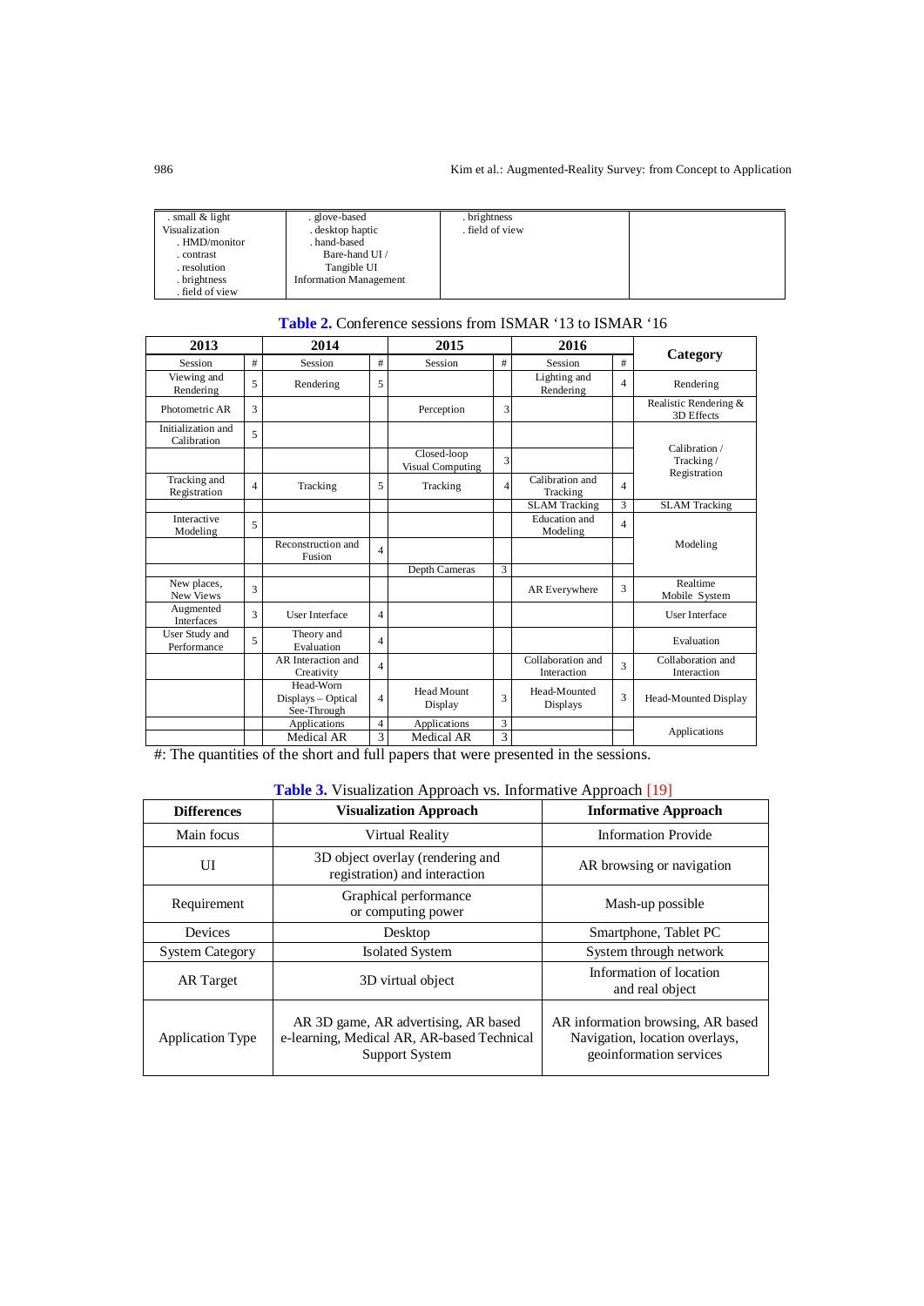| | | | |
|---|---|---|---|
| . small & light<br>Visualization<br>. HMD/monitor<br>. contrast<br>. resolution<br>. brightness<br>. field of view | . glove-based<br>. desktop haptic<br>. hand-based<br>Bare-hand UI /<br>Tangible UI<br>Information Management | . brightness<br>. field of view | |

**Table 2.** Conference sessions from ISMAR '13 to ISMAR '16

| 2013 | | 2014 | | 2015 | | 2016 | | Category |
|---|---|---|---|---|---|---|---|---|
| Session | # | Session | # | Session | # | Session | # | |
| Viewing and Rendering | 5 | Rendering | 5 | | | Lighting and Rendering | 4 | Rendering |
| Photometric AR | 3 | | | Perception | 3 | | | Realistic Rendering & 3D Effects |
| Initialization and Calibration | 5 | | | | | | | Calibration / Tracking / Registration |
| | | | | Closed-loop Visual Computing | 3 | | | |
| Tracking and Registration | 4 | Tracking | 5 | Tracking | 4 | Calibration and Tracking | 4 | |
| | | | | | | SLAM Tracking | 3 | SLAM Tracking |
| Interactive Modeling | 5 | | | | | Education and Modeling | 4 | Modeling |
| | | Reconstruction and Fusion | 4 | | | | | |
| | | | | Depth Cameras | 3 | | | |
| New places, New Views | 3 | | | | | AR Everywhere | 3 | Realtime Mobile System |
| Augmented Interfaces | 3 | User Interface | 4 | | | | | User Interface |
| User Study and Performance | 5 | Theory and Evaluation | 4 | | | | | Evaluation |
| | | AR Interaction and Creativity | 4 | | | Collaboration and Interaction | 3 | Collaboration and Interaction |
| | | Head-Worn Displays – Optical See-Through | 4 | Head Mount Display | 3 | Head-Mounted Displays | 3 | Head-Mounted Display |
| | | Applications | 4 | Applications | 3 | | | Applications |
| | | Medical AR | 3 | Medical AR | 3 | | | |

#: The quantities of the short and full papers that were presented in the sessions.

**Table 3.** Visualization Approach vs. Informative Approach [19]

| Differences | Visualization Approach | Informative Approach |
|---|---|---|
| Main focus | Virtual Reality | Information Provide |
| UI | 3D object overlay (rendering and registration) and interaction | AR browsing or navigation |
| Requirement | Graphical performance or computing power | Mash-up possible |
| Devices | Desktop | Smartphone, Tablet PC |
| System Category | Isolated System | System through network |
| AR Target | 3D virtual object | Information of location and real object |
| Application Type | AR 3D game, AR advertising, AR based e-learning, Medical AR, AR-based Technical Support System | AR information browsing, AR based Navigation, location overlays, geoinformation services |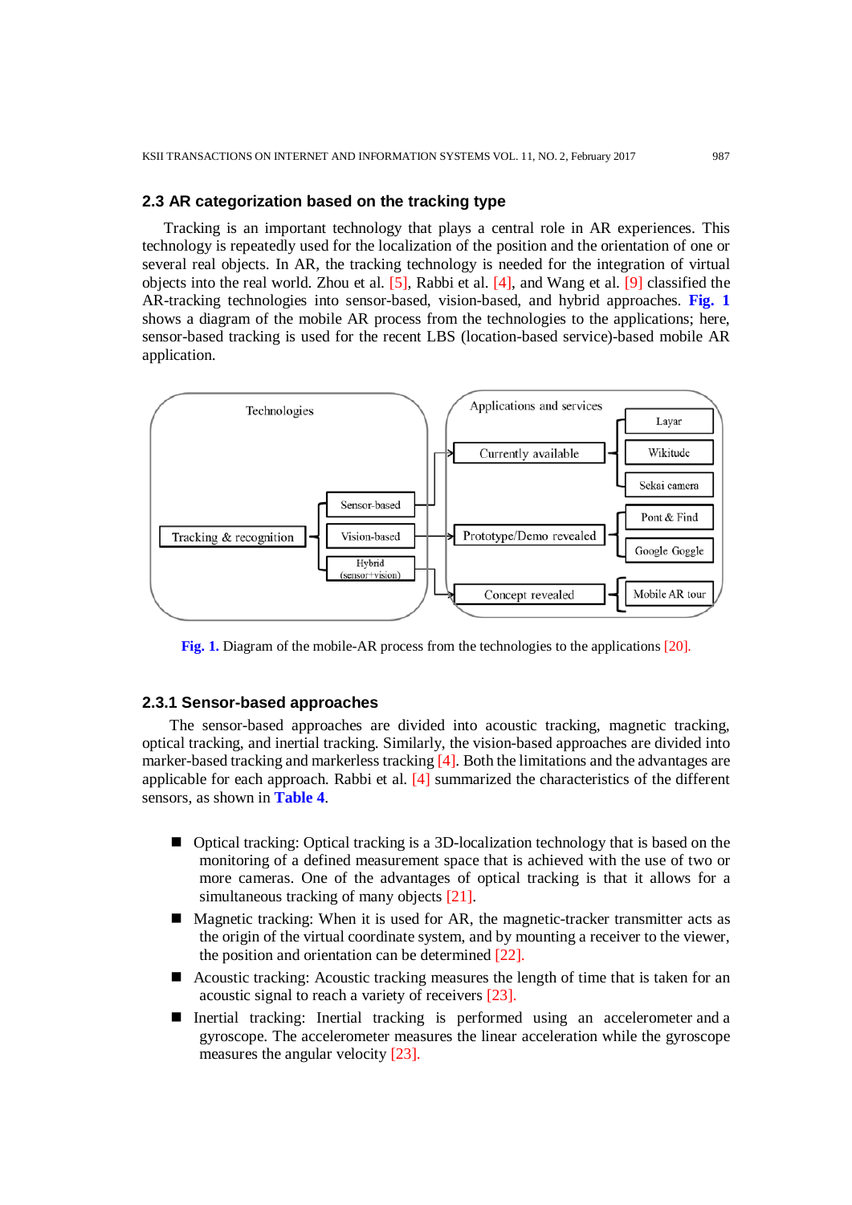### 2.3 AR categorization based on the tracking type

Tracking is an important technology that plays a central role in AR experiences. This technology is repeatedly used for the localization of the position and the orientation of one or several real objects. In AR, the tracking technology is needed for the integration of virtual objects into the real world. Zhou et al. [5], Rabbi et al. [4], and Wang et al. [9] classified the AR-tracking technologies into sensor-based, vision-based, and hybrid approaches. **Fig. 1** shows a diagram of the mobile AR process from the technologies to the applications; here, sensor-based tracking is used for the recent LBS (location-based service)-based mobile AR application.

**Fig. 1.** Diagram of the mobile-AR process from the technologies to the applications [20].

#### 2.3.1 Sensor-based approaches

The sensor-based approaches are divided into acoustic tracking, magnetic tracking, optical tracking, and inertial tracking. Similarly, the vision-based approaches are divided into marker-based tracking and markerless tracking [4]. Both the limitations and the advantages are applicable for each approach. Rabbi et al. [4] summarized the characteristics of the different sensors, as shown in **Table 4**.

- Optical tracking: Optical tracking is a 3D-localization technology that is based on the monitoring of a defined measurement space that is achieved with the use of two or more cameras. One of the advantages of optical tracking is that it allows for a simultaneous tracking of many objects [21].
- Magnetic tracking: When it is used for AR, the magnetic-tracker transmitter acts as the origin of the virtual coordinate system, and by mounting a receiver to the viewer, the position and orientation can be determined [22].
- Acoustic tracking: Acoustic tracking measures the length of time that is taken for an acoustic signal to reach a variety of receivers [23].
- Inertial tracking: Inertial tracking is performed using an accelerometer and a gyroscope. The accelerometer measures the linear acceleration while the gyroscope measures the angular velocity [23].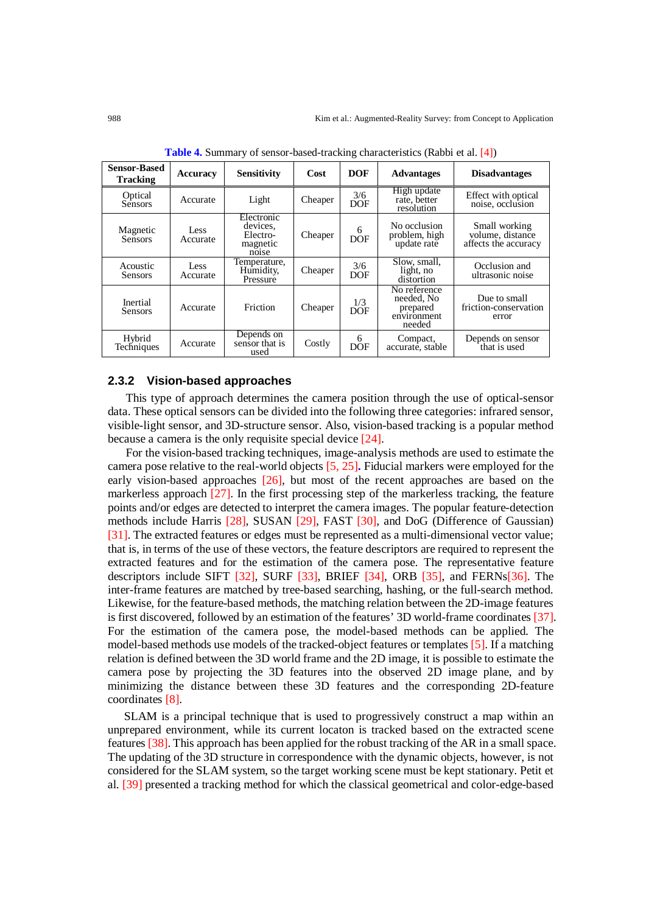**Table 4.** Summary of sensor-based-tracking characteristics (Rabbi et al. [4])

| Sensor-Based Tracking | Accuracy | Sensitivity | Cost | DOF | Advantages | Disadvantages |
|---|---|---|---|---|---|---|
| Optical Sensors | Accurate | Light | Cheaper | 3/6 DOF | High update rate, better resolution | Effect with optical noise, occlusion |
| Magnetic Sensors | Less Accurate | Electronic devices, Electro-magnetic noise | Cheaper | 6 DOF | No occlusion problem, high update rate | Small working volume, distance affects the accuracy |
| Acoustic Sensors | Less Accurate | Temperature, Humidity, Pressure | Cheaper | 3/6 DOF | Slow, small, light, no distortion | Occlusion and ultrasonic noise |
| Inertial Sensors | Accurate | Friction | Cheaper | 1/3 DOF | No reference needed, No prepared environment needed | Due to small friction-conservation error |
| Hybrid Techniques | Accurate | Depends on sensor that is used | Costly | 6 DOF | Compact, accurate, stable | Depends on sensor that is used |

### 2.3.2 Vision-based approaches

This type of approach determines the camera position through the use of optical-sensor data. These optical sensors can be divided into the following three categories: infrared sensor, visible-light sensor, and 3D-structure sensor. Also, vision-based tracking is a popular method because a camera is the only requisite special device [24].

For the vision-based tracking techniques, image-analysis methods are used to estimate the camera pose relative to the real-world objects [5, 25]. Fiducial markers were employed for the early vision-based approaches [26], but most of the recent approaches are based on the markerless approach [27]. In the first processing step of the markerless tracking, the feature points and/or edges are detected to interpret the camera images. The popular feature-detection methods include Harris [28], SUSAN [29], FAST [30], and DoG (Difference of Gaussian) [31]. The extracted features or edges must be represented as a multi-dimensional vector value; that is, in terms of the use of these vectors, the feature descriptors are required to represent the extracted features and for the estimation of the camera pose. The representative feature descriptors include SIFT [32], SURF [33], BRIEF [34], ORB [35], and FERNs[36]. The inter-frame features are matched by tree-based searching, hashing, or the full-search method. Likewise, for the feature-based methods, the matching relation between the 2D-image features is first discovered, followed by an estimation of the features' 3D world-frame coordinates [37]. For the estimation of the camera pose, the model-based methods can be applied. The model-based methods use models of the tracked-object features or templates [5]. If a matching relation is defined between the 3D world frame and the 2D image, it is possible to estimate the camera pose by projecting the 3D features into the observed 2D image plane, and by minimizing the distance between these 3D features and the corresponding 2D-feature coordinates [8].

SLAM is a principal technique that is used to progressively construct a map within an unprepared environment, while its current locaton is tracked based on the extracted scene features [38]. This approach has been applied for the robust tracking of the AR in a small space. The updating of the 3D structure in correspondence with the dynamic objects, however, is not considered for the SLAM system, so the target working scene must be kept stationary. Petit et al. [39] presented a tracking method for which the classical geometrical and color-edge-based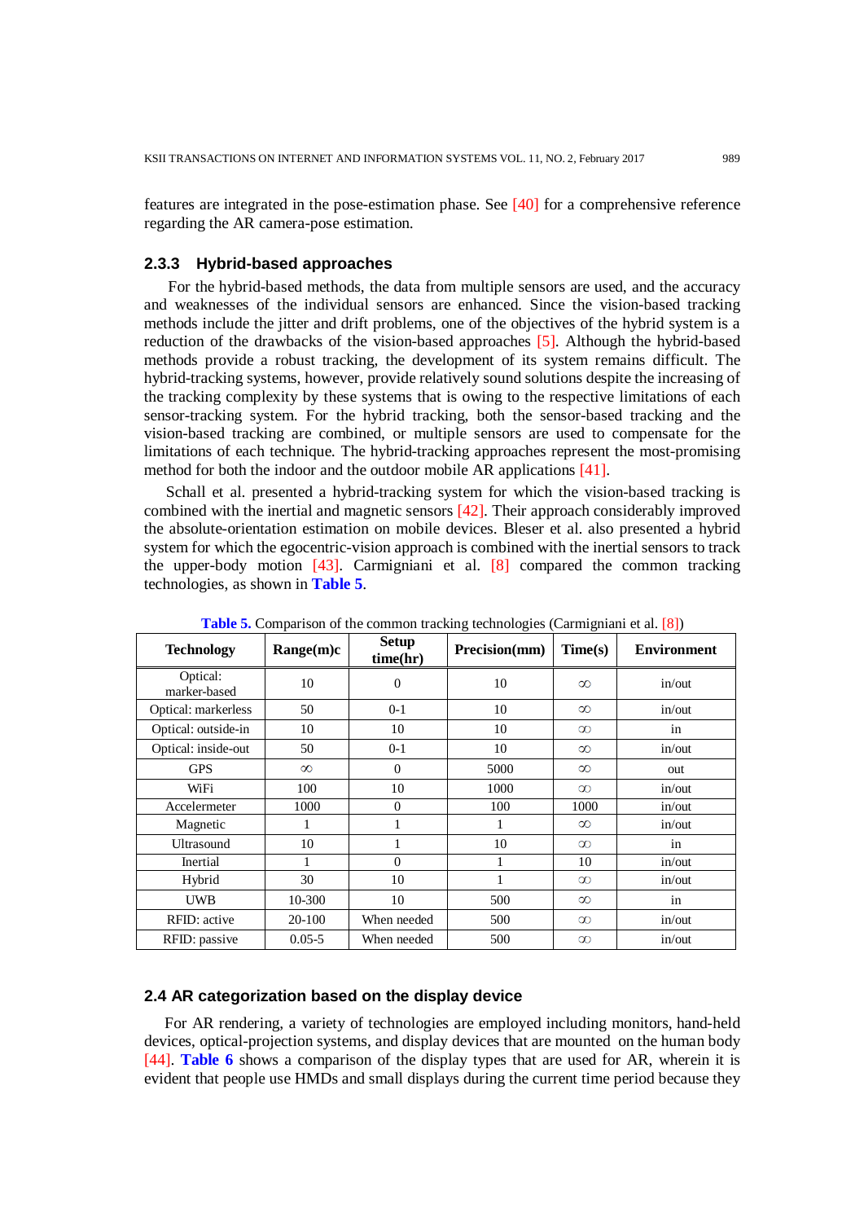features are integrated in the pose-estimation phase. See [40] for a comprehensive reference regarding the AR camera-pose estimation.

### 2.3.3 Hybrid-based approaches

For the hybrid-based methods, the data from multiple sensors are used, and the accuracy and weaknesses of the individual sensors are enhanced. Since the vision-based tracking methods include the jitter and drift problems, one of the objectives of the hybrid system is a reduction of the drawbacks of the vision-based approaches [5]. Although the hybrid-based methods provide a robust tracking, the development of its system remains difficult. The hybrid-tracking systems, however, provide relatively sound solutions despite the increasing of the tracking complexity by these systems that is owing to the respective limitations of each sensor-tracking system. For the hybrid tracking, both the sensor-based tracking and the vision-based tracking are combined, or multiple sensors are used to compensate for the limitations of each technique. The hybrid-tracking approaches represent the most-promising method for both the indoor and the outdoor mobile AR applications [41].

Schall et al. presented a hybrid-tracking system for which the vision-based tracking is combined with the inertial and magnetic sensors [42]. Their approach considerably improved the absolute-orientation estimation on mobile devices. Bleser et al. also presented a hybrid system for which the egocentric-vision approach is combined with the inertial sensors to track the upper-body motion [43]. Carmigniani et al. [8] compared the common tracking technologies, as shown in **Table 5**.

**Table 5.** Comparison of the common tracking technologies (Carmigniani et al. [8])

| Technology | Range(m)c | Setup time(hr) | Precision(mm) | Time(s) | Environment |
|---|---|---|---|---|---|
| Optical: marker-based | 10 | 0 | 10 | ∞ | in/out |
| Optical: markerless | 50 | 0-1 | 10 | ∞ | in/out |
| Optical: outside-in | 10 | 10 | 10 | ∞ | in |
| Optical: inside-out | 50 | 0-1 | 10 | ∞ | in/out |
| GPS | ∞ | 0 | 5000 | ∞ | out |
| WiFi | 100 | 10 | 1000 | ∞ | in/out |
| Accelermeter | 1000 | 0 | 100 | 1000 | in/out |
| Magnetic | 1 | 1 | 1 | ∞ | in/out |
| Ultrasound | 10 | 1 | 10 | ∞ | in |
| Inertial | 1 | 0 | 1 | 10 | in/out |
| Hybrid | 30 | 10 | 1 | ∞ | in/out |
| UWB | 10-300 | 10 | 500 | ∞ | in |
| RFID: active | 20-100 | When needed | 500 | ∞ | in/out |
| RFID: passive | 0.05-5 | When needed | 500 | ∞ | in/out |

## 2.4 AR categorization based on the display device

For AR rendering, a variety of technologies are employed including monitors, hand-held devices, optical-projection systems, and display devices that are mounted on the human body [44]. **Table 6** shows a comparison of the display types that are used for AR, wherein it is evident that people use HMDs and small displays during the current time period because they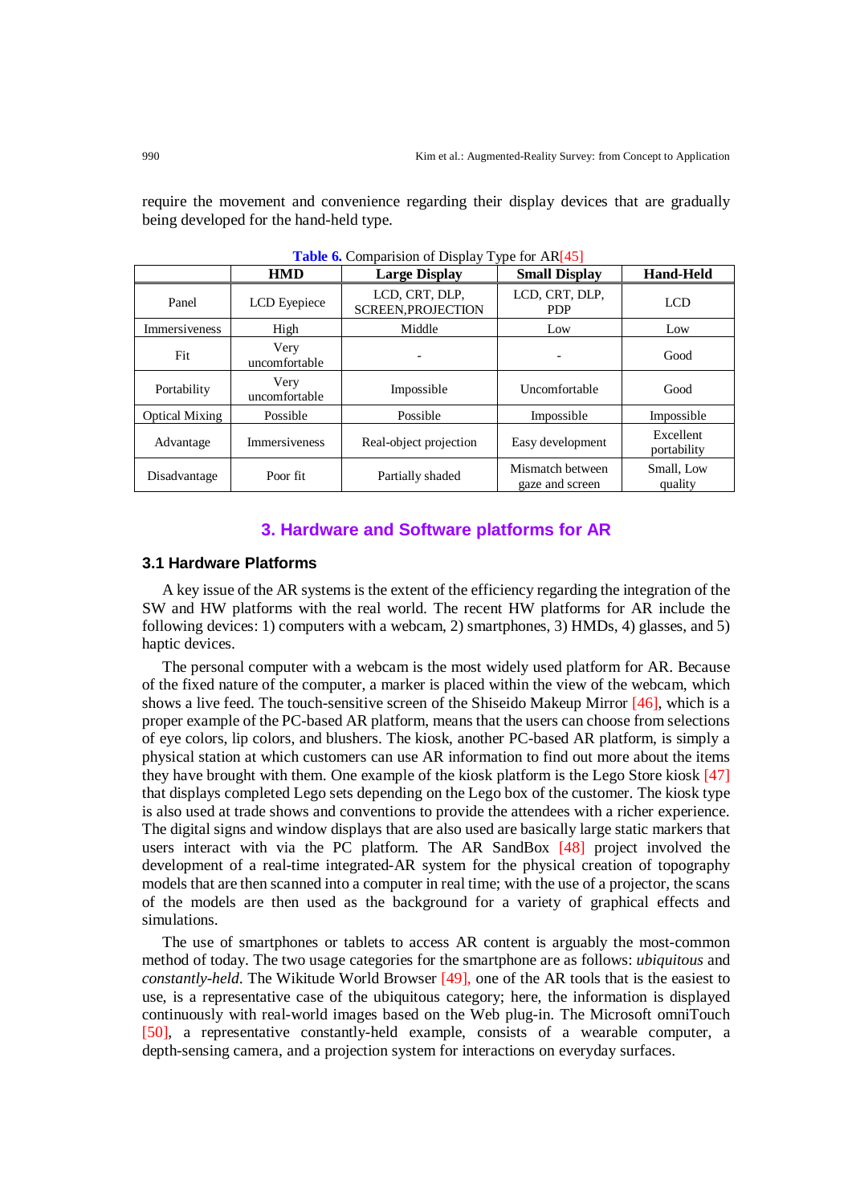require the movement and convenience regarding their display devices that are gradually being developed for the hand-held type.

**Table 6.** Comparision of Display Type for AR[45]

| | HMD | Large Display | Small Display | Hand-Held |
|---|---|---|---|---|
| Panel | LCD Eyepiece | LCD, CRT, DLP, SCREEN,PROJECTION | LCD, CRT, DLP, PDP | LCD |
| Immersiveness | High | Middle | Low | Low |
| Fit | Very uncomfortable | - | - | Good |
| Portability | Very uncomfortable | Impossible | Uncomfortable | Good |
| Optical Mixing | Possible | Possible | Impossible | Impossible |
| Advantage | Immersiveness | Real-object projection | Easy development | Excellent portability |
| Disadvantage | Poor fit | Partially shaded | Mismatch between gaze and screen | Small, Low quality |

## 3. Hardware and Software platforms for AR

### 3.1 Hardware Platforms

A key issue of the AR systems is the extent of the efficiency regarding the integration of the SW and HW platforms with the real world. The recent HW platforms for AR include the following devices: 1) computers with a webcam, 2) smartphones, 3) HMDs, 4) glasses, and 5) haptic devices.

The personal computer with a webcam is the most widely used platform for AR. Because of the fixed nature of the computer, a marker is placed within the view of the webcam, which shows a live feed. The touch-sensitive screen of the Shiseido Makeup Mirror [46], which is a proper example of the PC-based AR platform, means that the users can choose from selections of eye colors, lip colors, and blushers. The kiosk, another PC-based AR platform, is simply a physical station at which customers can use AR information to find out more about the items they have brought with them. One example of the kiosk platform is the Lego Store kiosk [47] that displays completed Lego sets depending on the Lego box of the customer. The kiosk type is also used at trade shows and conventions to provide the attendees with a richer experience. The digital signs and window displays that are also used are basically large static markers that users interact with via the PC platform. The AR SandBox [48] project involved the development of a real-time integrated-AR system for the physical creation of topography models that are then scanned into a computer in real time; with the use of a projector, the scans of the models are then used as the background for a variety of graphical effects and simulations.

The use of smartphones or tablets to access AR content is arguably the most-common method of today. The two usage categories for the smartphone are as follows: *ubiquitous* and *constantly-held*. The Wikitude World Browser [49], one of the AR tools that is the easiest to use, is a representative case of the ubiquitous category; here, the information is displayed continuously with real-world images based on the Web plug-in. The Microsoft omniTouch [50], a representative constantly-held example, consists of a wearable computer, a depth-sensing camera, and a projection system for interactions on everyday surfaces.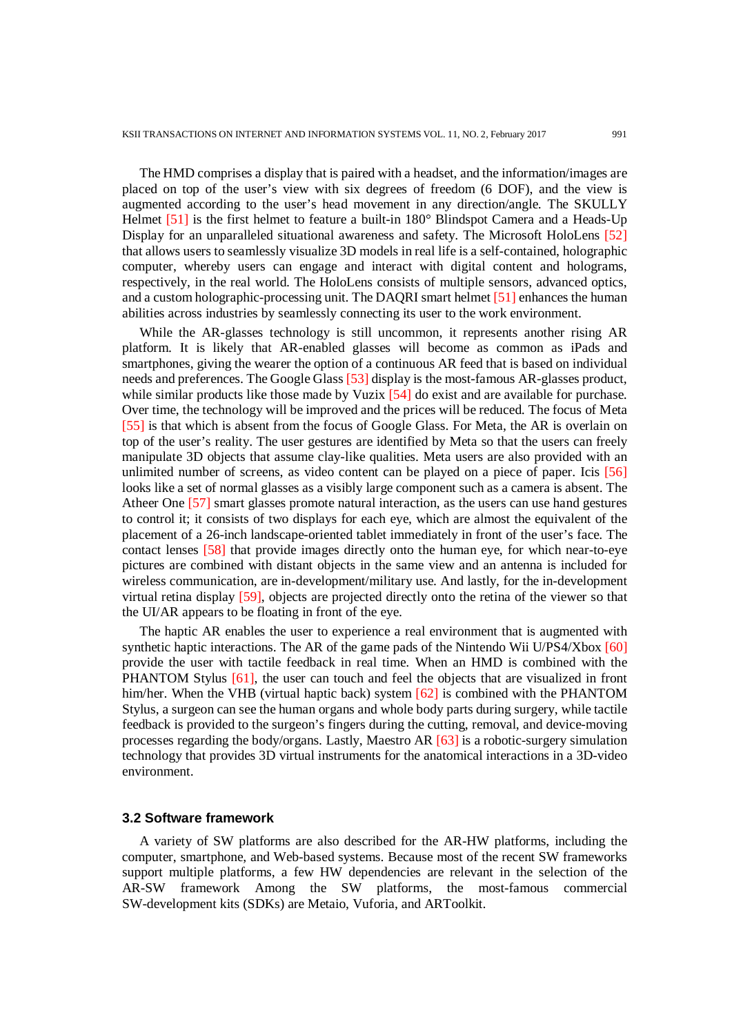The HMD comprises a display that is paired with a headset, and the information/images are placed on top of the user's view with six degrees of freedom (6 DOF), and the view is augmented according to the user's head movement in any direction/angle. The SKULLY Helmet [51] is the first helmet to feature a built-in 180° Blindspot Camera and a Heads-Up Display for an unparalleled situational awareness and safety. The Microsoft HoloLens [52] that allows users to seamlessly visualize 3D models in real life is a self-contained, holographic computer, whereby users can engage and interact with digital content and holograms, respectively, in the real world. The HoloLens consists of multiple sensors, advanced optics, and a custom holographic-processing unit. The DAQRI smart helmet [51] enhances the human abilities across industries by seamlessly connecting its user to the work environment.

While the AR-glasses technology is still uncommon, it represents another rising AR platform. It is likely that AR-enabled glasses will become as common as iPads and smartphones, giving the wearer the option of a continuous AR feed that is based on individual needs and preferences. The Google Glass [53] display is the most-famous AR-glasses product, while similar products like those made by Vuzix [54] do exist and are available for purchase. Over time, the technology will be improved and the prices will be reduced. The focus of Meta [55] is that which is absent from the focus of Google Glass. For Meta, the AR is overlain on top of the user's reality. The user gestures are identified by Meta so that the users can freely manipulate 3D objects that assume clay-like qualities. Meta users are also provided with an unlimited number of screens, as video content can be played on a piece of paper. Icis [56] looks like a set of normal glasses as a visibly large component such as a camera is absent. The Atheer One [57] smart glasses promote natural interaction, as the users can use hand gestures to control it; it consists of two displays for each eye, which are almost the equivalent of the placement of a 26-inch landscape-oriented tablet immediately in front of the user's face. The contact lenses [58] that provide images directly onto the human eye, for which near-to-eye pictures are combined with distant objects in the same view and an antenna is included for wireless communication, are in-development/military use. And lastly, for the in-development virtual retina display [59], objects are projected directly onto the retina of the viewer so that the UI/AR appears to be floating in front of the eye.

The haptic AR enables the user to experience a real environment that is augmented with synthetic haptic interactions. The AR of the game pads of the Nintendo Wii U/PS4/Xbox [60] provide the user with tactile feedback in real time. When an HMD is combined with the PHANTOM Stylus [61], the user can touch and feel the objects that are visualized in front him/her. When the VHB (virtual haptic back) system [62] is combined with the PHANTOM Stylus, a surgeon can see the human organs and whole body parts during surgery, while tactile feedback is provided to the surgeon's fingers during the cutting, removal, and device-moving processes regarding the body/organs. Lastly, Maestro AR [63] is a robotic-surgery simulation technology that provides 3D virtual instruments for the anatomical interactions in a 3D-video environment.

### 3.2 Software framework

A variety of SW platforms are also described for the AR-HW platforms, including the computer, smartphone, and Web-based systems. Because most of the recent SW frameworks support multiple platforms, a few HW dependencies are relevant in the selection of the AR-SW framework Among the SW platforms, the most-famous commercial SW-development kits (SDKs) are Metaio, Vuforia, and ARToolkit.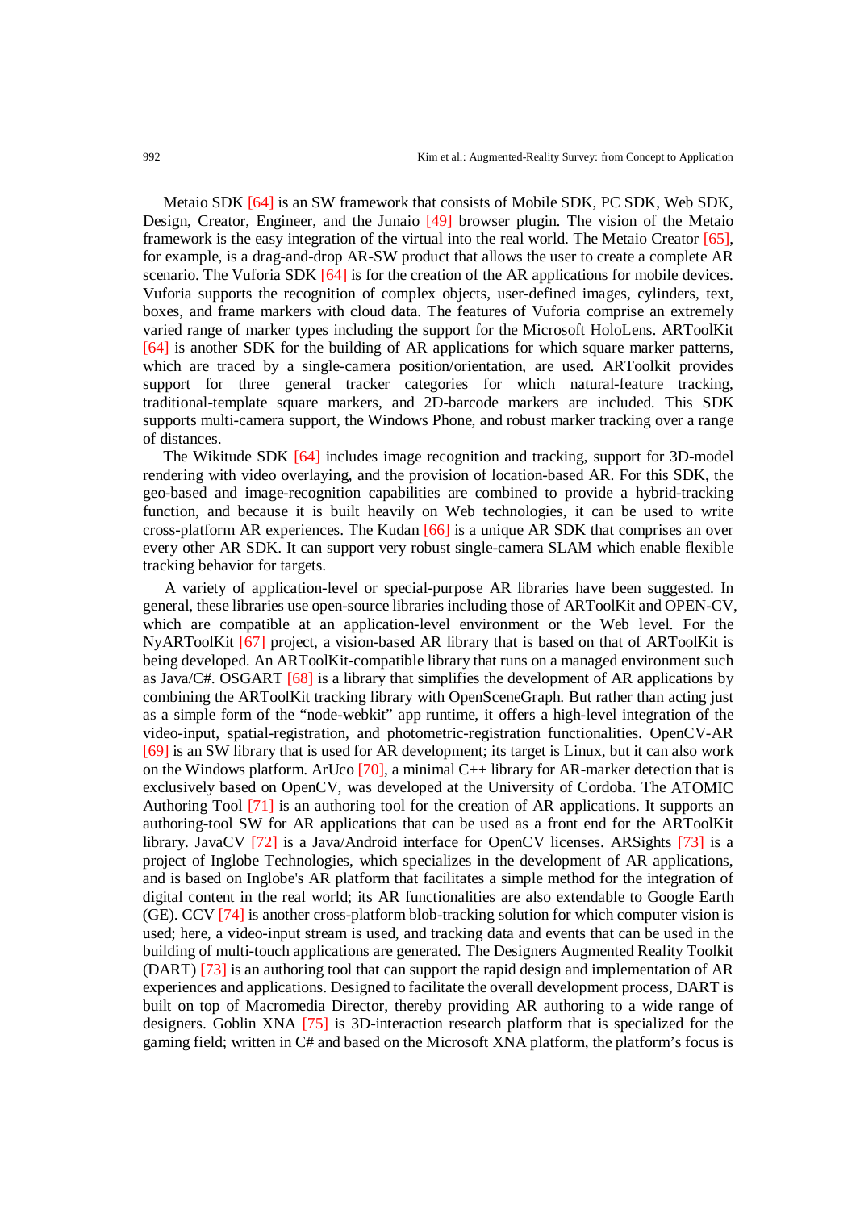Metaio SDK [64] is an SW framework that consists of Mobile SDK, PC SDK, Web SDK, Design, Creator, Engineer, and the Junaio [49] browser plugin. The vision of the Metaio framework is the easy integration of the virtual into the real world. The Metaio Creator [65], for example, is a drag-and-drop AR-SW product that allows the user to create a complete AR scenario. The Vuforia SDK [64] is for the creation of the AR applications for mobile devices. Vuforia supports the recognition of complex objects, user-defined images, cylinders, text, boxes, and frame markers with cloud data. The features of Vuforia comprise an extremely varied range of marker types including the support for the Microsoft HoloLens. ARToolKit [64] is another SDK for the building of AR applications for which square marker patterns, which are traced by a single-camera position/orientation, are used. ARToolkit provides support for three general tracker categories for which natural-feature tracking, traditional-template square markers, and 2D-barcode markers are included. This SDK supports multi-camera support, the Windows Phone, and robust marker tracking over a range of distances.

The Wikitude SDK [64] includes image recognition and tracking, support for 3D-model rendering with video overlaying, and the provision of location-based AR. For this SDK, the geo-based and image-recognition capabilities are combined to provide a hybrid-tracking function, and because it is built heavily on Web technologies, it can be used to write cross-platform AR experiences. The Kudan [66] is a unique AR SDK that comprises an over every other AR SDK. It can support very robust single-camera SLAM which enable flexible tracking behavior for targets.

A variety of application-level or special-purpose AR libraries have been suggested. In general, these libraries use open-source libraries including those of ARToolKit and OPEN-CV, which are compatible at an application-level environment or the Web level. For the NyARToolKit [67] project, a vision-based AR library that is based on that of ARToolKit is being developed. An ARToolKit-compatible library that runs on a managed environment such as Java/C#. OSGART [68] is a library that simplifies the development of AR applications by combining the ARToolKit tracking library with OpenSceneGraph. But rather than acting just as a simple form of the “node-webkit” app runtime, it offers a high-level integration of the video-input, spatial-registration, and photometric-registration functionalities. OpenCV-AR [69] is an SW library that is used for AR development; its target is Linux, but it can also work on the Windows platform. ArUco [70], a minimal C++ library for AR-marker detection that is exclusively based on OpenCV, was developed at the University of Cordoba. The ATOMIC Authoring Tool [71] is an authoring tool for the creation of AR applications. It supports an authoring-tool SW for AR applications that can be used as a front end for the ARToolKit library. JavaCV [72] is a Java/Android interface for OpenCV licenses. ARSights [73] is a project of Inglobe Technologies, which specializes in the development of AR applications, and is based on Inglobe's AR platform that facilitates a simple method for the integration of digital content in the real world; its AR functionalities are also extendable to Google Earth (GE). CCV [74] is another cross-platform blob-tracking solution for which computer vision is used; here, a video-input stream is used, and tracking data and events that can be used in the building of multi-touch applications are generated. The Designers Augmented Reality Toolkit (DART) [73] is an authoring tool that can support the rapid design and implementation of AR experiences and applications. Designed to facilitate the overall development process, DART is built on top of Macromedia Director, thereby providing AR authoring to a wide range of designers. Goblin XNA [75] is 3D-interaction research platform that is specialized for the gaming field; written in C# and based on the Microsoft XNA platform, the platform’s focus is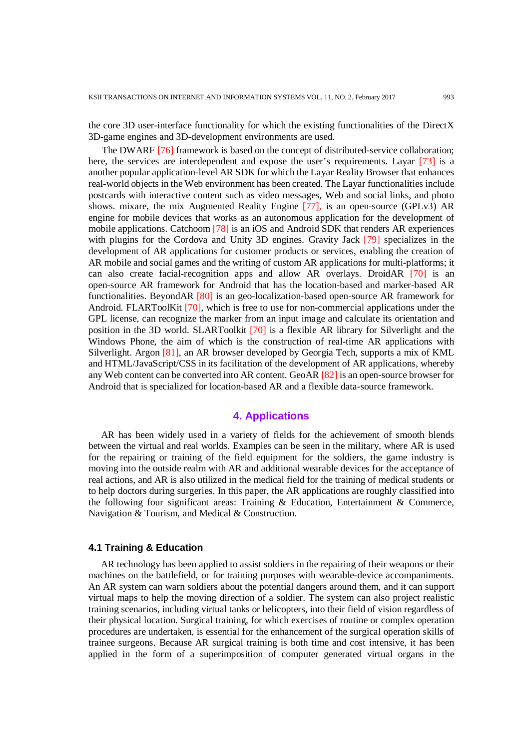the core 3D user-interface functionality for which the existing functionalities of the DirectX 3D-game engines and 3D-development environments are used.

The DWARF [76] framework is based on the concept of distributed-service collaboration; here, the services are interdependent and expose the user's requirements. Layar [73] is a another popular application-level AR SDK for which the Layar Reality Browser that enhances real-world objects in the Web environment has been created. The Layar functionalities include postcards with interactive content such as video messages, Web and social links, and photo shows. mixare, the mix Augmented Reality Engine [77], is an open-source (GPLv3) AR engine for mobile devices that works as an autonomous application for the development of mobile applications. Catchoom [78] is an iOS and Android SDK that renders AR experiences with plugins for the Cordova and Unity 3D engines. Gravity Jack [79] specializes in the development of AR applications for customer products or services, enabling the creation of AR mobile and social games and the writing of custom AR applications for multi-platforms; it can also create facial-recognition apps and allow AR overlays. DroidAR [70] is an open-source AR framework for Android that has the location-based and marker-based AR functionalities. BeyondAR [80] is an geo-localization-based open-source AR framework for Android. FLARToolKit [70], which is free to use for non-commercial applications under the GPL license, can recognize the marker from an input image and calculate its orientation and position in the 3D world. SLARToolkit [70] is a flexible AR library for Silverlight and the Windows Phone, the aim of which is the construction of real-time AR applications with Silverlight. Argon [81], an AR browser developed by Georgia Tech, supports a mix of KML and HTML/JavaScript/CSS in its facilitation of the development of AR applications, whereby any Web content can be converted into AR content. GeoAR [82] is an open-source browser for Android that is specialized for location-based AR and a flexible data-source framework.

## 4. Applications

AR has been widely used in a variety of fields for the achievement of smooth blends between the virtual and real worlds. Examples can be seen in the military, where AR is used for the repairing or training of the field equipment for the soldiers, the game industry is moving into the outside realm with AR and additional wearable devices for the acceptance of real actions, and AR is also utilized in the medical field for the training of medical students or to help doctors during surgeries. In this paper, the AR applications are roughly classified into the following four significant areas: Training & Education, Entertainment & Commerce, Navigation & Tourism, and Medical & Construction.

### 4.1 Training & Education

AR technology has been applied to assist soldiers in the repairing of their weapons or their machines on the battlefield, or for training purposes with wearable-device accompaniments. An AR system can warn soldiers about the potential dangers around them, and it can support virtual maps to help the moving direction of a soldier. The system can also project realistic training scenarios, including virtual tanks or helicopters, into their field of vision regardless of their physical location. Surgical training, for which exercises of routine or complex operation procedures are undertaken, is essential for the enhancement of the surgical operation skills of trainee surgeons. Because AR surgical training is both time and cost intensive, it has been applied in the form of a superimposition of computer generated virtual organs in the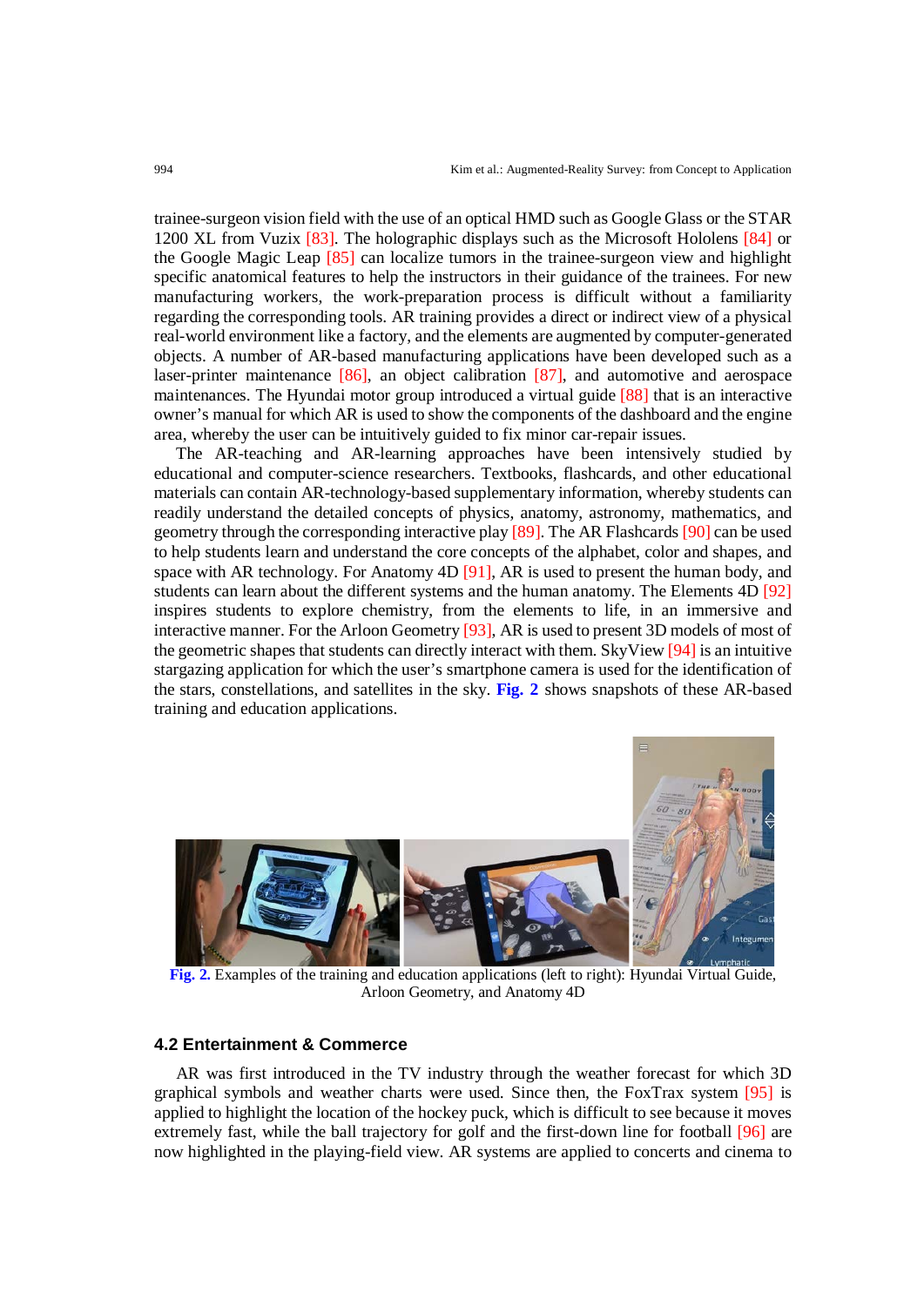trainee-surgeon vision field with the use of an optical HMD such as Google Glass or the STAR 1200 XL from Vuzix [83]. The holographic displays such as the Microsoft Hololens [84] or the Google Magic Leap [85] can localize tumors in the trainee-surgeon view and highlight specific anatomical features to help the instructors in their guidance of the trainees. For new manufacturing workers, the work-preparation process is difficult without a familiarity regarding the corresponding tools. AR training provides a direct or indirect view of a physical real-world environment like a factory, and the elements are augmented by computer-generated objects. A number of AR-based manufacturing applications have been developed such as a laser-printer maintenance [86], an object calibration [87], and automotive and aerospace maintenances. The Hyundai motor group introduced a virtual guide [88] that is an interactive owner's manual for which AR is used to show the components of the dashboard and the engine area, whereby the user can be intuitively guided to fix minor car-repair issues.

The AR-teaching and AR-learning approaches have been intensively studied by educational and computer-science researchers. Textbooks, flashcards, and other educational materials can contain AR-technology-based supplementary information, whereby students can readily understand the detailed concepts of physics, anatomy, astronomy, mathematics, and geometry through the corresponding interactive play [89]. The AR Flashcards [90] can be used to help students learn and understand the core concepts of the alphabet, color and shapes, and space with AR technology. For Anatomy 4D [91], AR is used to present the human body, and students can learn about the different systems and the human anatomy. The Elements 4D [92] inspires students to explore chemistry, from the elements to life, in an immersive and interactive manner. For the Arloon Geometry [93], AR is used to present 3D models of most of the geometric shapes that students can directly interact with them. SkyView [94] is an intuitive stargazing application for which the user's smartphone camera is used for the identification of the stars, constellations, and satellites in the sky. **Fig. 2** shows snapshots of these AR-based training and education applications.

**Fig. 2.** Examples of the training and education applications (left to right): Hyundai Virtual Guide, Arloon Geometry, and Anatomy 4D

### 4.2 Entertainment & Commerce

AR was first introduced in the TV industry through the weather forecast for which 3D graphical symbols and weather charts were used. Since then, the FoxTrax system [95] is applied to highlight the location of the hockey puck, which is difficult to see because it moves extremely fast, while the ball trajectory for golf and the first-down line for football [96] are now highlighted in the playing-field view. AR systems are applied to concerts and cinema to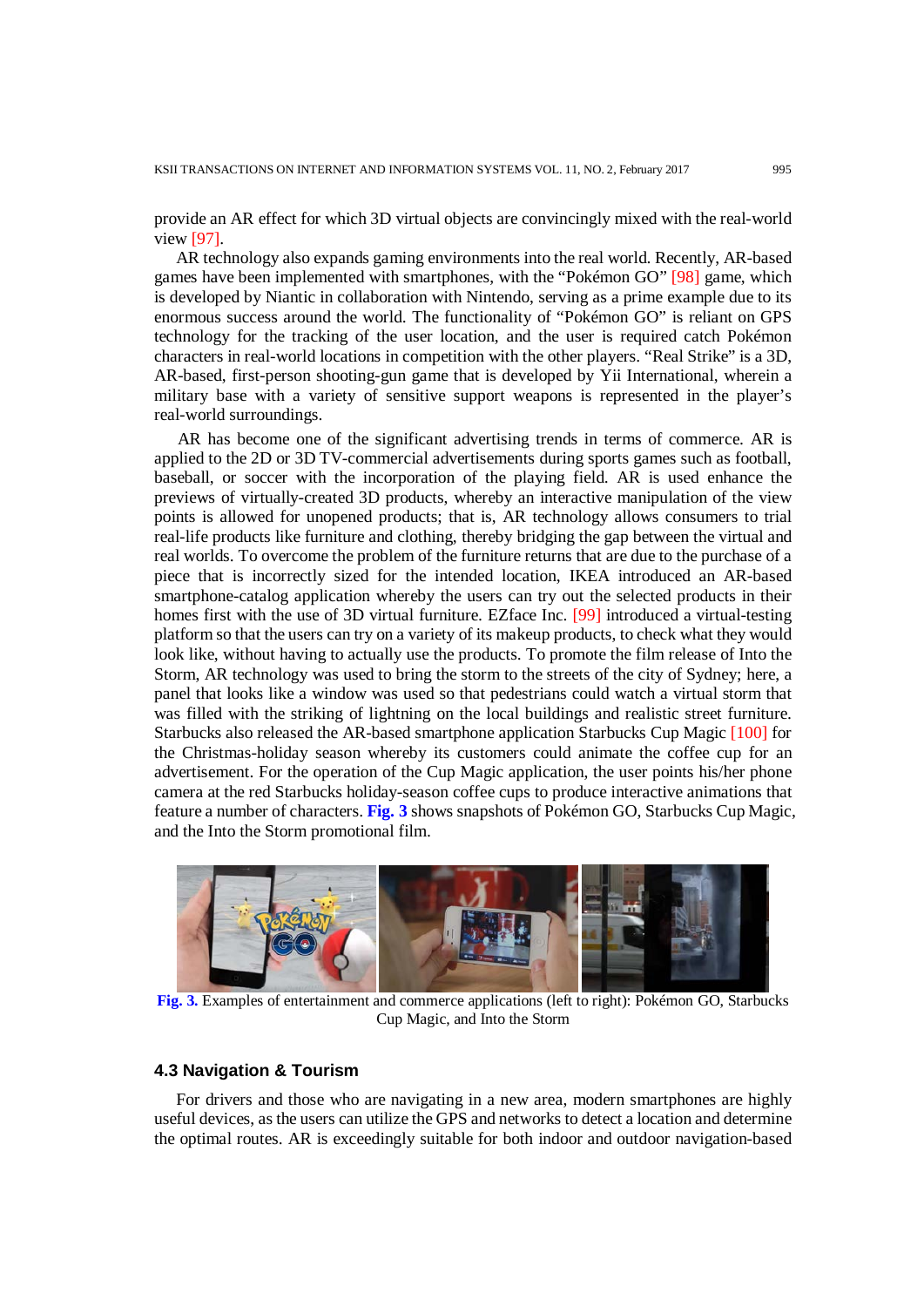provide an AR effect for which 3D virtual objects are convincingly mixed with the real-world view [97].

AR technology also expands gaming environments into the real world. Recently, AR-based games have been implemented with smartphones, with the "Pokémon GO" [98] game, which is developed by Niantic in collaboration with Nintendo, serving as a prime example due to its enormous success around the world. The functionality of "Pokémon GO" is reliant on GPS technology for the tracking of the user location, and the user is required catch Pokémon characters in real-world locations in competition with the other players. "Real Strike" is a 3D, AR-based, first-person shooting-gun game that is developed by Yii International, wherein a military base with a variety of sensitive support weapons is represented in the player's real-world surroundings.

AR has become one of the significant advertising trends in terms of commerce. AR is applied to the 2D or 3D TV-commercial advertisements during sports games such as football, baseball, or soccer with the incorporation of the playing field. AR is used enhance the previews of virtually-created 3D products, whereby an interactive manipulation of the view points is allowed for unopened products; that is, AR technology allows consumers to trial real-life products like furniture and clothing, thereby bridging the gap between the virtual and real worlds. To overcome the problem of the furniture returns that are due to the purchase of a piece that is incorrectly sized for the intended location, IKEA introduced an AR-based smartphone-catalog application whereby the users can try out the selected products in their homes first with the use of 3D virtual furniture. EZface Inc. [99] introduced a virtual-testing platform so that the users can try on a variety of its makeup products, to check what they would look like, without having to actually use the products. To promote the film release of Into the Storm, AR technology was used to bring the storm to the streets of the city of Sydney; here, a panel that looks like a window was used so that pedestrians could watch a virtual storm that was filled with the striking of lightning on the local buildings and realistic street furniture. Starbucks also released the AR-based smartphone application Starbucks Cup Magic [100] for the Christmas-holiday season whereby its customers could animate the coffee cup for an advertisement. For the operation of the Cup Magic application, the user points his/her phone camera at the red Starbucks holiday-season coffee cups to produce interactive animations that feature a number of characters. **Fig. 3** shows snapshots of Pokémon GO, Starbucks Cup Magic, and the Into the Storm promotional film.

**Fig. 3.** Examples of entertainment and commerce applications (left to right): Pokémon GO, Starbucks Cup Magic, and Into the Storm

### 4.3 Navigation & Tourism

For drivers and those who are navigating in a new area, modern smartphones are highly useful devices, as the users can utilize the GPS and networks to detect a location and determine the optimal routes. AR is exceedingly suitable for both indoor and outdoor navigation-based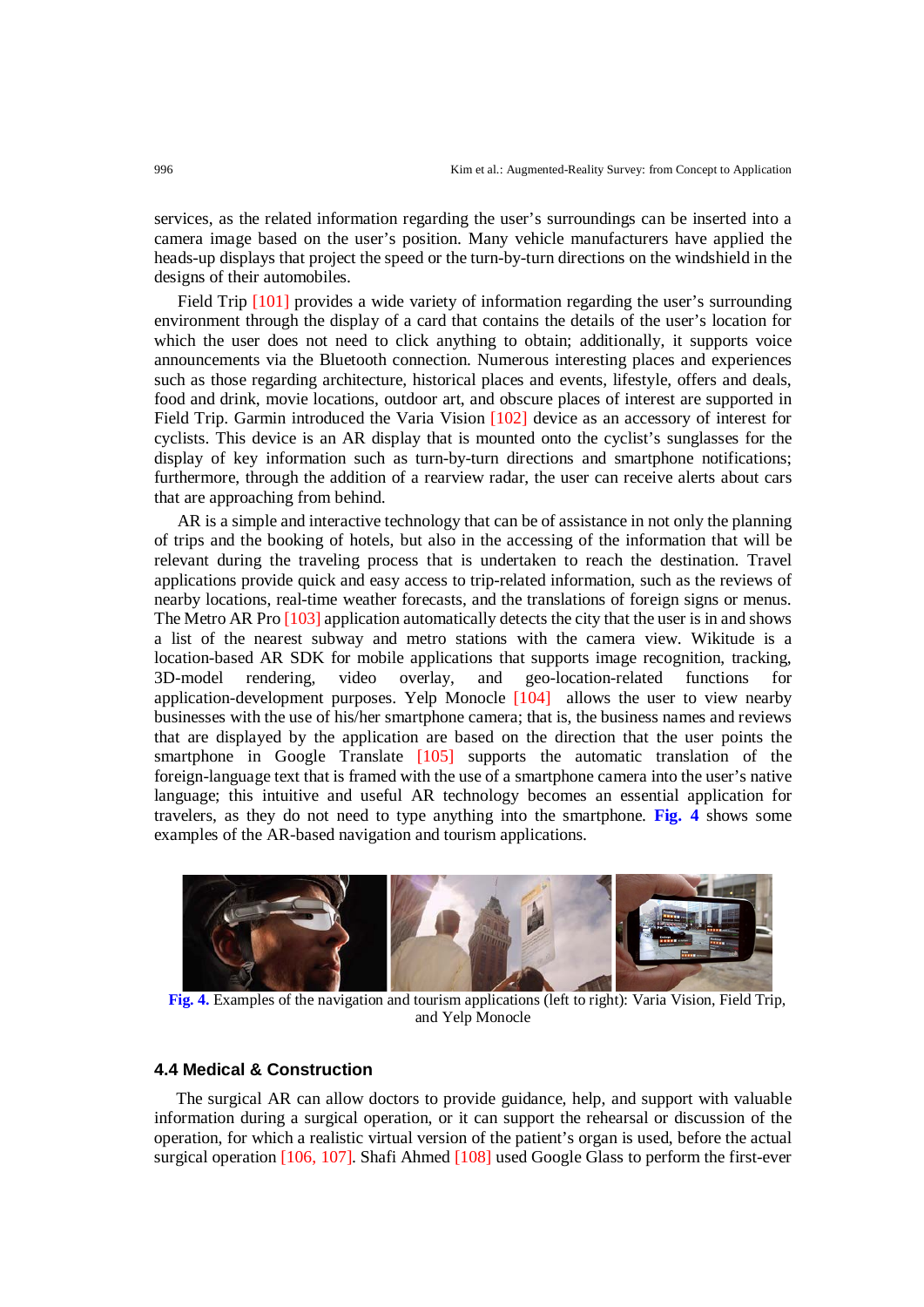services, as the related information regarding the user's surroundings can be inserted into a camera image based on the user's position. Many vehicle manufacturers have applied the heads-up displays that project the speed or the turn-by-turn directions on the windshield in the designs of their automobiles.

Field Trip [101] provides a wide variety of information regarding the user's surrounding environment through the display of a card that contains the details of the user's location for which the user does not need to click anything to obtain; additionally, it supports voice announcements via the Bluetooth connection. Numerous interesting places and experiences such as those regarding architecture, historical places and events, lifestyle, offers and deals, food and drink, movie locations, outdoor art, and obscure places of interest are supported in Field Trip. Garmin introduced the Varia Vision [102] device as an accessory of interest for cyclists. This device is an AR display that is mounted onto the cyclist's sunglasses for the display of key information such as turn-by-turn directions and smartphone notifications; furthermore, through the addition of a rearview radar, the user can receive alerts about cars that are approaching from behind.

AR is a simple and interactive technology that can be of assistance in not only the planning of trips and the booking of hotels, but also in the accessing of the information that will be relevant during the traveling process that is undertaken to reach the destination. Travel applications provide quick and easy access to trip-related information, such as the reviews of nearby locations, real-time weather forecasts, and the translations of foreign signs or menus. The Metro AR Pro [103] application automatically detects the city that the user is in and shows a list of the nearest subway and metro stations with the camera view. Wikitude is a location-based AR SDK for mobile applications that supports image recognition, tracking, 3D-model rendering, video overlay, and geo-location-related functions for application-development purposes. Yelp Monocle [104] allows the user to view nearby businesses with the use of his/her smartphone camera; that is, the business names and reviews that are displayed by the application are based on the direction that the user points the smartphone in Google Translate [105] supports the automatic translation of the foreign-language text that is framed with the use of a smartphone camera into the user's native language; this intuitive and useful AR technology becomes an essential application for travelers, as they do not need to type anything into the smartphone. **Fig. 4** shows some examples of the AR-based navigation and tourism applications.

**Fig. 4.** Examples of the navigation and tourism applications (left to right): Varia Vision, Field Trip, and Yelp Monocle

### 4.4 Medical & Construction

The surgical AR can allow doctors to provide guidance, help, and support with valuable information during a surgical operation, or it can support the rehearsal or discussion of the operation, for which a realistic virtual version of the patient's organ is used, before the actual surgical operation [106, 107]. Shafi Ahmed [108] used Google Glass to perform the first-ever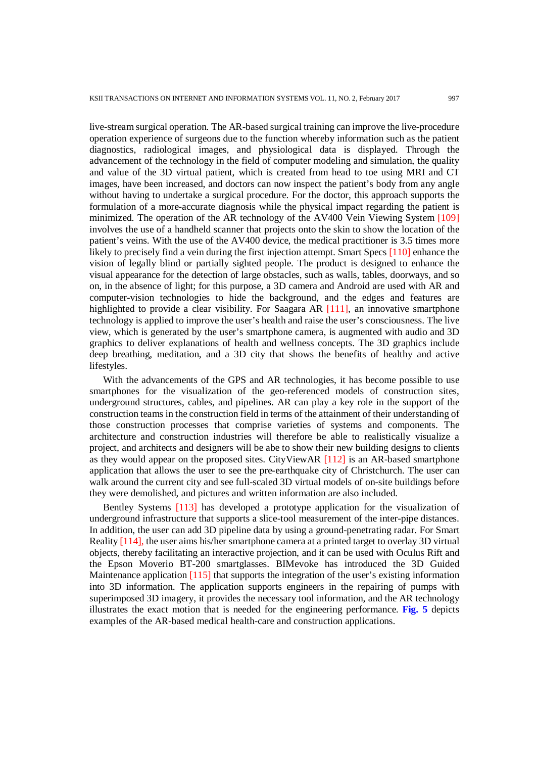live-stream surgical operation. The AR-based surgical training can improve the live-procedure operation experience of surgeons due to the function whereby information such as the patient diagnostics, radiological images, and physiological data is displayed. Through the advancement of the technology in the field of computer modeling and simulation, the quality and value of the 3D virtual patient, which is created from head to toe using MRI and CT images, have been increased, and doctors can now inspect the patient's body from any angle without having to undertake a surgical procedure. For the doctor, this approach supports the formulation of a more-accurate diagnosis while the physical impact regarding the patient is minimized. The operation of the AR technology of the AV400 Vein Viewing System [109] involves the use of a handheld scanner that projects onto the skin to show the location of the patient's veins. With the use of the AV400 device, the medical practitioner is 3.5 times more likely to precisely find a vein during the first injection attempt. Smart Specs [110] enhance the vision of legally blind or partially sighted people. The product is designed to enhance the visual appearance for the detection of large obstacles, such as walls, tables, doorways, and so on, in the absence of light; for this purpose, a 3D camera and Android are used with AR and computer-vision technologies to hide the background, and the edges and features are highlighted to provide a clear visibility. For Saagara AR [111], an innovative smartphone technology is applied to improve the user's health and raise the user's consciousness. The live view, which is generated by the user's smartphone camera, is augmented with audio and 3D graphics to deliver explanations of health and wellness concepts. The 3D graphics include deep breathing, meditation, and a 3D city that shows the benefits of healthy and active lifestyles.

With the advancements of the GPS and AR technologies, it has become possible to use smartphones for the visualization of the geo-referenced models of construction sites, underground structures, cables, and pipelines. AR can play a key role in the support of the construction teams in the construction field in terms of the attainment of their understanding of those construction processes that comprise varieties of systems and components. The architecture and construction industries will therefore be able to realistically visualize a project, and architects and designers will be abe to show their new building designs to clients as they would appear on the proposed sites. CityViewAR [112] is an AR-based smartphone application that allows the user to see the pre-earthquake city of Christchurch. The user can walk around the current city and see full-scaled 3D virtual models of on-site buildings before they were demolished, and pictures and written information are also included.

Bentley Systems [113] has developed a prototype application for the visualization of underground infrastructure that supports a slice-tool measurement of the inter-pipe distances. In addition, the user can add 3D pipeline data by using a ground-penetrating radar. For Smart Reality [114], the user aims his/her smartphone camera at a printed target to overlay 3D virtual objects, thereby facilitating an interactive projection, and it can be used with Oculus Rift and the Epson Moverio BT-200 smartglasses. BIMevoke has introduced the 3D Guided Maintenance application [115] that supports the integration of the user's existing information into 3D information. The application supports engineers in the repairing of pumps with superimposed 3D imagery, it provides the necessary tool information, and the AR technology illustrates the exact motion that is needed for the engineering performance. **Fig. 5** depicts examples of the AR-based medical health-care and construction applications.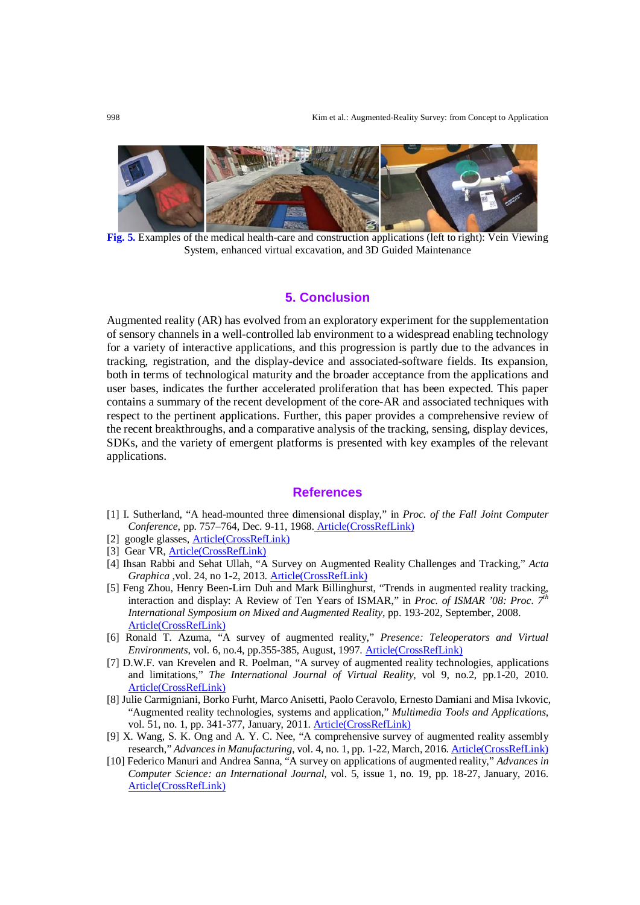**Fig. 5.** Examples of the medical health-care and construction applications (left to right): Vein Viewing System, enhanced virtual excavation, and 3D Guided Maintenance

## 5. Conclusion

Augmented reality (AR) has evolved from an exploratory experiment for the supplementation of sensory channels in a well-controlled lab environment to a widespread enabling technology for a variety of interactive applications, and this progression is partly due to the advances in tracking, registration, and the display-device and associated-software fields. Its expansion, both in terms of technological maturity and the broader acceptance from the applications and user bases, indicates the further accelerated proliferation that has been expected. This paper contains a summary of the recent development of the core-AR and associated techniques with respect to the pertinent applications. Further, this paper provides a comprehensive review of the recent breakthroughs, and a comparative analysis of the tracking, sensing, display devices, SDKs, and the variety of emergent platforms is presented with key examples of the relevant applications.

## References

[1] I. Sutherland, "A head-mounted three dimensional display," in *Proc. of the Fall Joint Computer Conference*, pp. 757–764, Dec. 9-11, 1968. Article(CrossRefLink)

[2] google glasses, Article(CrossRefLink)

[3] Gear VR, Article(CrossRefLink)

[4] Ihsan Rabbi and Sehat Ullah, "A Survey on Augmented Reality Challenges and Tracking," *Acta Graphica* ,vol. 24, no 1-2, 2013. Article(CrossRefLink)

[5] Feng Zhou, Henry Been-Lirn Duh and Mark Billinghurst, "Trends in augmented reality tracking, interaction and display: A Review of Ten Years of ISMAR," in *Proc. of ISMAR '08: Proc. 7th International Symposium on Mixed and Augmented Reality*, pp. 193-202, September, 2008. Article(CrossRefLink)

[6] Ronald T. Azuma, "A survey of augmented reality," *Presence: Teleoperators and Virtual Environments*, vol. 6, no.4, pp.355-385, August, 1997. Article(CrossRefLink)

[7] D.W.F. van Krevelen and R. Poelman, "A survey of augmented reality technologies, applications and limitations," *The International Journal of Virtual Reality*, vol 9, no.2, pp.1-20, 2010. Article(CrossRefLink)

[8] Julie Carmigniani, Borko Furht, Marco Anisetti, Paolo Ceravolo, Ernesto Damiani and Misa Ivkovic, "Augmented reality technologies, systems and application," *Multimedia Tools and Applications*, vol. 51, no. 1, pp. 341-377, January, 2011. Article(CrossRefLink)

[9] X. Wang, S. K. Ong and A. Y. C. Nee, "A comprehensive survey of augmented reality assembly research," *Advances in Manufacturing*, vol. 4, no. 1, pp. 1-22, March, 2016. Article(CrossRefLink)

[10] Federico Manuri and Andrea Sanna, "A survey on applications of augmented reality," *Advances in Computer Science: an International Journal*, vol. 5, issue 1, no. 19, pp. 18-27, January, 2016. Article(CrossRefLink)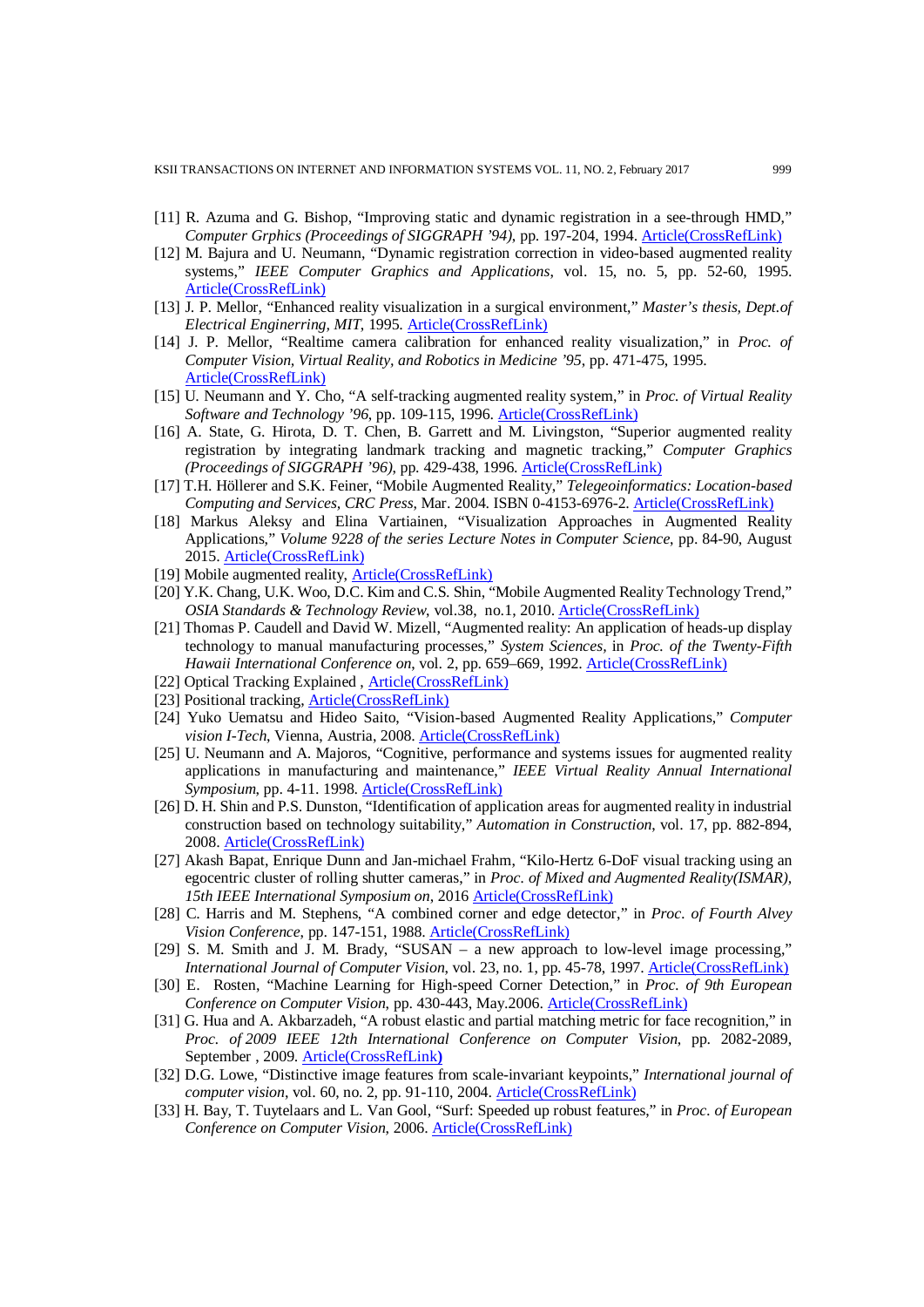[11] R. Azuma and G. Bishop, "Improving static and dynamic registration in a see-through HMD," *Computer Grphics (Proceedings of SIGGRAPH '94)*, pp. 197-204, 1994. Article(CrossRefLink)

[12] M. Bajura and U. Neumann, "Dynamic registration correction in video-based augmented reality systems," *IEEE Computer Graphics and Applications*, vol. 15, no. 5, pp. 52-60, 1995. Article(CrossRefLink)

[13] J. P. Mellor, "Enhanced reality visualization in a surgical environment," *Master's thesis, Dept.of Electrical Enginerring, MIT*, 1995. Article(CrossRefLink)

[14] J. P. Mellor, "Realtime camera calibration for enhanced reality visualization," in *Proc. of Computer Vision, Virtual Reality, and Robotics in Medicine '95*, pp. 471-475, 1995. Article(CrossRefLink)

[15] U. Neumann and Y. Cho, "A self-tracking augmented reality system," in *Proc. of Virtual Reality Software and Technology '96*, pp. 109-115, 1996. Article(CrossRefLink)

[16] A. State, G. Hirota, D. T. Chen, B. Garrett and M. Livingston, "Superior augmented reality registration by integrating landmark tracking and magnetic tracking," *Computer Graphics (Proceedings of SIGGRAPH '96)*, pp. 429-438, 1996. Article(CrossRefLink)

[17] T.H. Höllerer and S.K. Feiner, "Mobile Augmented Reality," *Telegeoinformatics: Location-based Computing and Services, CRC Press*, Mar. 2004. ISBN 0-4153-6976-2. Article(CrossRefLink)

[18] Markus Aleksy and Elina Vartiainen, "Visualization Approaches in Augmented Reality Applications," *Volume 9228 of the series Lecture Notes in Computer Science*, pp. 84-90, August 2015. Article(CrossRefLink)

[19] Mobile augmented reality, Article(CrossRefLink)

[20] Y.K. Chang, U.K. Woo, D.C. Kim and C.S. Shin, "Mobile Augmented Reality Technology Trend," *OSIA Standards & Technology Review*, vol.38, no.1, 2010. Article(CrossRefLink)

[21] Thomas P. Caudell and David W. Mizell, "Augmented reality: An application of heads-up display technology to manual manufacturing processes," *System Sciences*, in *Proc. of the Twenty-Fifth Hawaii International Conference on*, vol. 2, pp. 659–669, 1992. Article(CrossRefLink)

[22] Optical Tracking Explained , Article(CrossRefLink)

[23] Positional tracking, Article(CrossRefLink)

[24] Yuko Uematsu and Hideo Saito, "Vision-based Augmented Reality Applications," *Computer vision I-Tech*, Vienna, Austria, 2008. Article(CrossRefLink)

[25] U. Neumann and A. Majoros, "Cognitive, performance and systems issues for augmented reality applications in manufacturing and maintenance," *IEEE Virtual Reality Annual International Symposium*, pp. 4-11. 1998. Article(CrossRefLink)

[26] D. H. Shin and P.S. Dunston, "Identification of application areas for augmented reality in industrial construction based on technology suitability," *Automation in Construction*, vol. 17, pp. 882-894, 2008. Article(CrossRefLink)

[27] Akash Bapat, Enrique Dunn and Jan-michael Frahm, "Kilo-Hertz 6-DoF visual tracking using an egocentric cluster of rolling shutter cameras," in *Proc. of Mixed and Augmented Reality(ISMAR), 15th IEEE International Symposium on*, 2016 Article(CrossRefLink)

[28] C. Harris and M. Stephens, "A combined corner and edge detector," in *Proc. of Fourth Alvey Vision Conference*, pp. 147-151, 1988. Article(CrossRefLink)

[29] S. M. Smith and J. M. Brady, "SUSAN – a new approach to low-level image processing," *International Journal of Computer Vision*, vol. 23, no. 1, pp. 45-78, 1997. Article(CrossRefLink)

[30] E. Rosten, "Machine Learning for High-speed Corner Detection," in *Proc. of 9th European Conference on Computer Vision*, pp. 430-443, May.2006. Article(CrossRefLink)

[31] G. Hua and A. Akbarzadeh, "A robust elastic and partial matching metric for face recognition," in *Proc. of 2009 IEEE 12th International Conference on Computer Vision*, pp. 2082-2089, September , 2009. Article(CrossRefLink)

[32] D.G. Lowe, "Distinctive image features from scale-invariant keypoints," *International journal of computer vision*, vol. 60, no. 2, pp. 91-110, 2004. Article(CrossRefLink)

[33] H. Bay, T. Tuytelaars and L. Van Gool, "Surf: Speeded up robust features," in *Proc. of European Conference on Computer Vision*, 2006. Article(CrossRefLink)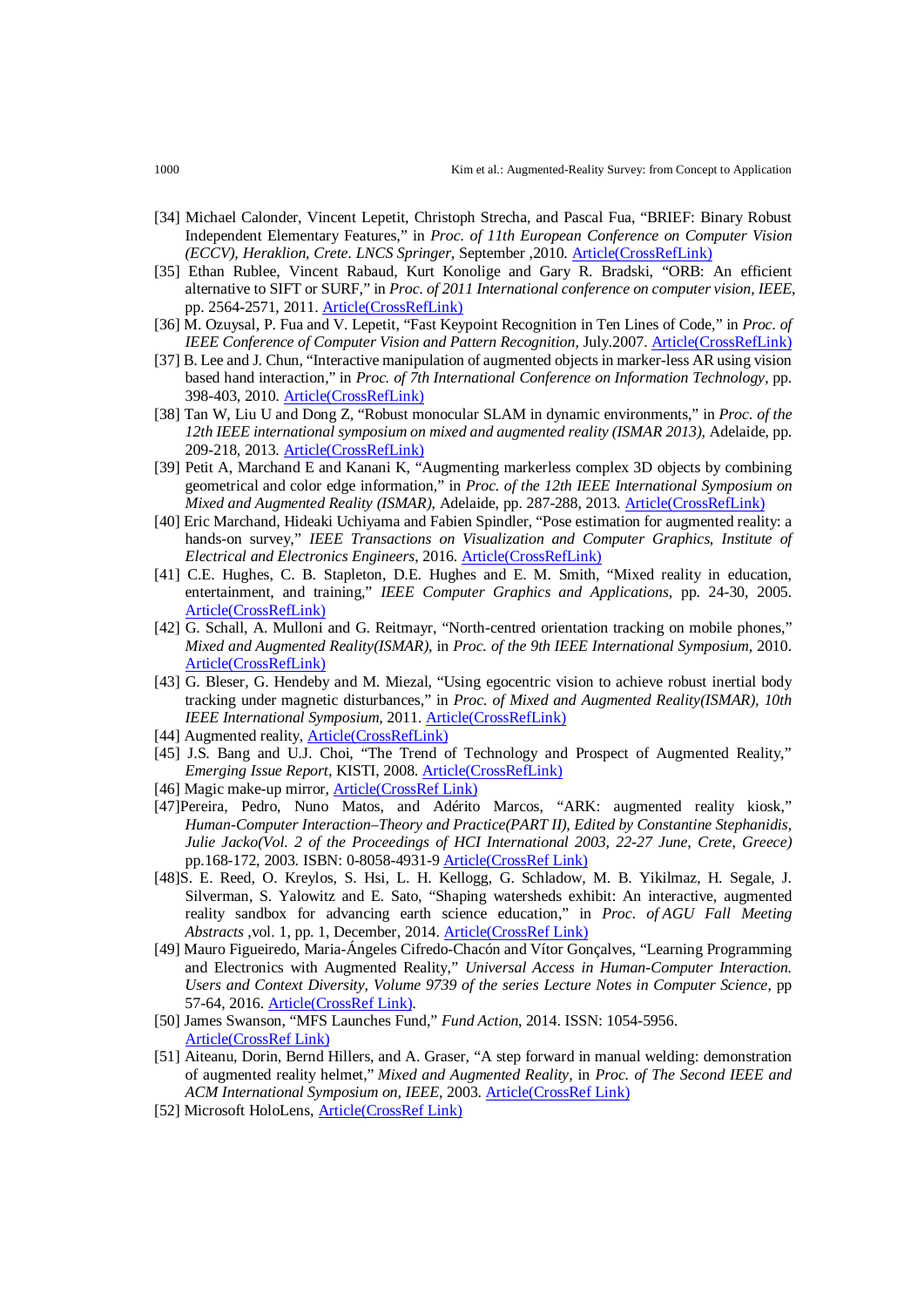[34] Michael Calonder, Vincent Lepetit, Christoph Strecha, and Pascal Fua, "BRIEF: Binary Robust Independent Elementary Features," in *Proc. of 11th European Conference on Computer Vision (ECCV), Heraklion, Crete. LNCS Springer*, September ,2010. Article(CrossRefLink)

[35] Ethan Rublee, Vincent Rabaud, Kurt Konolige and Gary R. Bradski, "ORB: An efficient alternative to SIFT or SURF," in *Proc. of 2011 International conference on computer vision, IEEE*, pp. 2564-2571, 2011. Article(CrossRefLink)

[36] M. Ozuysal, P. Fua and V. Lepetit, "Fast Keypoint Recognition in Ten Lines of Code," in *Proc. of IEEE Conference of Computer Vision and Pattern Recognition*, July.2007. Article(CrossRefLink)

[37] B. Lee and J. Chun, "Interactive manipulation of augmented objects in marker-less AR using vision based hand interaction," in *Proc. of 7th International Conference on Information Technology*, pp. 398-403, 2010. Article(CrossRefLink)

[38] Tan W, Liu U and Dong Z, "Robust monocular SLAM in dynamic environments," in *Proc. of the 12th IEEE international symposium on mixed and augmented reality (ISMAR 2013)*, Adelaide, pp. 209-218, 2013. Article(CrossRefLink)

[39] Petit A, Marchand E and Kanani K, "Augmenting markerless complex 3D objects by combining geometrical and color edge information," in *Proc. of the 12th IEEE International Symposium on Mixed and Augmented Reality (ISMAR)*, Adelaide, pp. 287-288, 2013. Article(CrossRefLink)

[40] Eric Marchand, Hideaki Uchiyama and Fabien Spindler, "Pose estimation for augmented reality: a hands-on survey," *IEEE Transactions on Visualization and Computer Graphics, Institute of Electrical and Electronics Engineers*, 2016. Article(CrossRefLink)

[41] C.E. Hughes, C. B. Stapleton, D.E. Hughes and E. M. Smith, "Mixed reality in education, entertainment, and training," *IEEE Computer Graphics and Applications*, pp. 24-30, 2005. Article(CrossRefLink)

[42] G. Schall, A. Mulloni and G. Reitmayr, "North-centred orientation tracking on mobile phones," *Mixed and Augmented Reality(ISMAR)*, in *Proc. of the 9th IEEE International Symposium*, 2010. Article(CrossRefLink)

[43] G. Bleser, G. Hendeby and M. Miezal, "Using egocentric vision to achieve robust inertial body tracking under magnetic disturbances," in *Proc. of Mixed and Augmented Reality(ISMAR), 10th IEEE International Symposium*, 2011. Article(CrossRefLink)

[44] Augmented reality, Article(CrossRefLink)

[45] J.S. Bang and U.J. Choi, "The Trend of Technology and Prospect of Augmented Reality," *Emerging Issue Report*, KISTI, 2008. Article(CrossRefLink)

[46] Magic make-up mirror, Article(CrossRef Link)

[47]Pereira, Pedro, Nuno Matos, and Adérito Marcos, "ARK: augmented reality kiosk," *Human-Computer Interaction–Theory and Practice(PART II), Edited by Constantine Stephanidis, Julie Jacko(Vol. 2 of the Proceedings of HCI International 2003, 22-27 June, Crete, Greece)* pp.168-172, 2003. ISBN: 0-8058-4931-9 Article(CrossRef Link)

[48]S. E. Reed, O. Kreylos, S. Hsi, L. H. Kellogg, G. Schladow, M. B. Yikilmaz, H. Segale, J. Silverman, S. Yalowitz and E. Sato, "Shaping watersheds exhibit: An interactive, augmented reality sandbox for advancing earth science education," in *Proc. of AGU Fall Meeting Abstracts* ,vol. 1, pp. 1, December, 2014. Article(CrossRef Link)

[49] Mauro Figueiredo, Maria-Ángeles Cifredo-Chacón and Vítor Gonçalves, "Learning Programming and Electronics with Augmented Reality," *Universal Access in Human-Computer Interaction. Users and Context Diversity, Volume 9739 of the series Lecture Notes in Computer Science*, pp 57-64, 2016. Article(CrossRef Link).

[50] James Swanson, "MFS Launches Fund," *Fund Action*, 2014. ISSN: 1054-5956. Article(CrossRef Link)

[51] Aiteanu, Dorin, Bernd Hillers, and Axel Graser, "A step forward in manual welding: demonstration of augmented reality helmet," *Mixed and Augmented Reality*, in *Proc. of The Second IEEE and ACM International Symposium on, IEEE*, 2003. Article(CrossRef Link)

[52] Microsoft HoloLens, Article(CrossRef Link)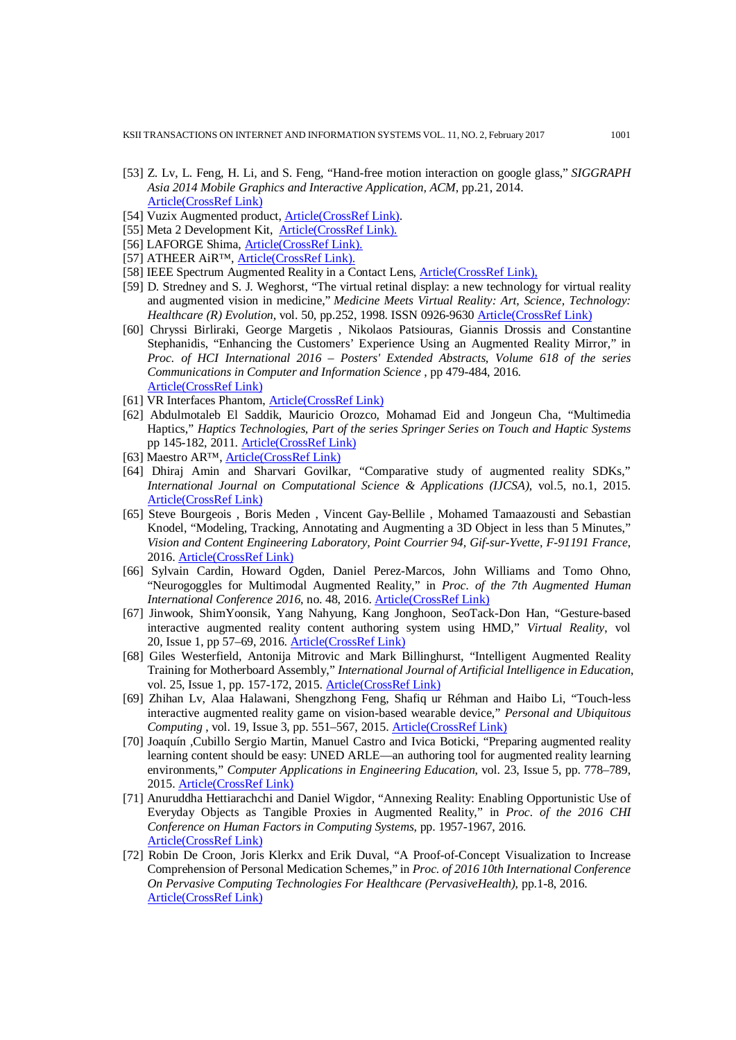[53] Z. Lv, L. Feng, H. Li, and S. Feng, "Hand-free motion interaction on google glass," *SIGGRAPH Asia 2014 Mobile Graphics and Interactive Application, ACM*, pp.21, 2014. Article(CrossRef Link)

[54] Vuzix Augmented product, Article(CrossRef Link).

[55] Meta 2 Development Kit, Article(CrossRef Link).

[56] LAFORGE Shima, Article(CrossRef Link).

[57] ATHEER AiR™, Article(CrossRef Link).

[58] IEEE Spectrum Augmented Reality in a Contact Lens, Article(CrossRef Link),

[59] D. Stredney and S. J. Weghorst, "The virtual retinal display: a new technology for virtual reality and augmented vision in medicine," *Medicine Meets Virtual Reality: Art, Science, Technology: Healthcare (R) Evolution*, vol. 50, pp.252, 1998. ISSN 0926-9630 Article(CrossRef Link)

[60] Chryssi Birliraki, George Margetis , Nikolaos Patsiouras, Giannis Drossis and Constantine Stephanidis, "Enhancing the Customers' Experience Using an Augmented Reality Mirror," in *Proc. of HCI International 2016 – Posters' Extended Abstracts, Volume 618 of the series Communications in Computer and Information Science* , pp 479-484, 2016. Article(CrossRef Link)

[61] VR Interfaces Phantom, Article(CrossRef Link)

[62] Abdulmotaleb El Saddik, Mauricio Orozco, Mohamad Eid and Jongeun Cha, "Multimedia Haptics," *Haptics Technologies, Part of the series Springer Series on Touch and Haptic Systems* pp 145-182, 2011. Article(CrossRef Link)

[63] Maestro AR™, Article(CrossRef Link)

[64] Dhiraj Amin and Sharvari Govilkar, "Comparative study of augmented reality SDKs," *International Journal on Computational Science & Applications (IJCSA)*, vol.5, no.1, 2015. Article(CrossRef Link)

[65] Steve Bourgeois , Boris Meden , Vincent Gay-Bellile , Mohamed Tamaazousti and Sebastian Knodel, "Modeling, Tracking, Annotating and Augmenting a 3D Object in less than 5 Minutes," *Vision and Content Engineering Laboratory, Point Courrier 94, Gif-sur-Yvette, F-91191 France*, 2016. Article(CrossRef Link)

[66] Sylvain Cardin, Howard Ogden, Daniel Perez-Marcos, John Williams and Tomo Ohno, "Neurogoggles for Multimodal Augmented Reality," in *Proc. of the 7th Augmented Human International Conference 2016*, no. 48, 2016. Article(CrossRef Link)

[67] Jinwook, ShimYoonsik, Yang Nahyung, Kang Jonghoon, SeoTack-Don Han, "Gesture-based interactive augmented reality content authoring system using HMD," *Virtual Reality*, vol 20, Issue 1, pp 57–69, 2016. Article(CrossRef Link)

[68] Giles Westerfield, Antonija Mitrovic and Mark Billinghurst, "Intelligent Augmented Reality Training for Motherboard Assembly," *International Journal of Artificial Intelligence in Education*, vol. 25, Issue 1, pp. 157-172, 2015. Article(CrossRef Link)

[69] Zhihan Lv, Alaa Halawani, Shengzhong Feng, Shafiq ur Réhman and Haibo Li, "Touch-less interactive augmented reality game on vision-based wearable device," *Personal and Ubiquitous Computing* , vol. 19, Issue 3, pp. 551–567, 2015. Article(CrossRef Link)

[70] Joaquín ,Cubillo Sergio Martin, Manuel Castro and Ivica Boticki, "Preparing augmented reality learning content should be easy: UNED ARLE—an authoring tool for augmented reality learning environments," *Computer Applications in Engineering Education*, vol. 23, Issue 5, pp. 778–789, 2015. Article(CrossRef Link)

[71] Anuruddha Hettiarachchi and Daniel Wigdor, "Annexing Reality: Enabling Opportunistic Use of Everyday Objects as Tangible Proxies in Augmented Reality," in *Proc. of the 2016 CHI Conference on Human Factors in Computing Systems*, pp. 1957-1967, 2016. Article(CrossRef Link)

[72] Robin De Croon, Joris Klerkx and Erik Duval, "A Proof-of-Concept Visualization to Increase Comprehension of Personal Medication Schemes," in *Proc. of 2016 10th International Conference On Pervasive Computing Technologies For Healthcare (PervasiveHealth)*, pp.1-8, 2016. Article(CrossRef Link)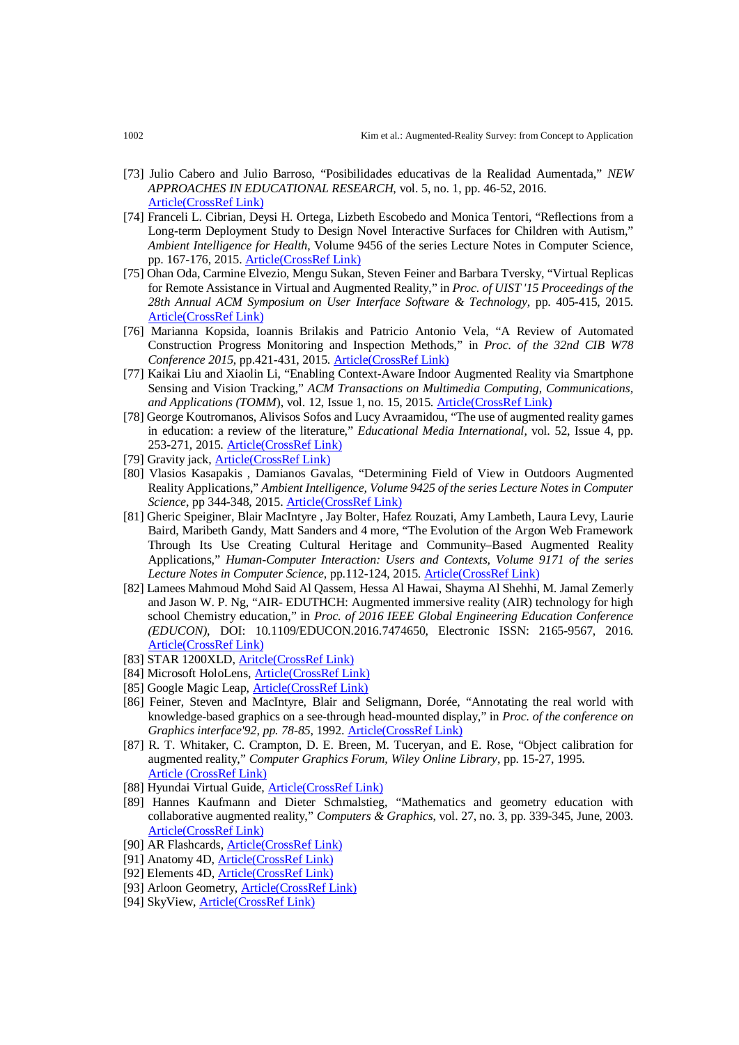[73] Julio Cabero and Julio Barroso, "Posibilidades educativas de la Realidad Aumentada," *NEW APPROACHES IN EDUCATIONAL RESEARCH*, vol. 5, no. 1, pp. 46-52, 2016. Article(CrossRef Link)

[74] Franceli L. Cibrian, Deysi H. Ortega, Lizbeth Escobedo and Monica Tentori, "Reflections from a Long-term Deployment Study to Design Novel Interactive Surfaces for Children with Autism," *Ambient Intelligence for Health*, Volume 9456 of the series Lecture Notes in Computer Science, pp. 167-176, 2015. Article(CrossRef Link)

[75] Ohan Oda, Carmine Elvezio, Mengu Sukan, Steven Feiner and Barbara Tversky, "Virtual Replicas for Remote Assistance in Virtual and Augmented Reality," in *Proc. of UIST '15 Proceedings of the 28th Annual ACM Symposium on User Interface Software & Technology*, pp. 405-415, 2015. Article(CrossRef Link)

[76] Marianna Kopsida, Ioannis Brilakis and Patricio Antonio Vela, "A Review of Automated Construction Progress Monitoring and Inspection Methods," in *Proc. of the 32nd CIB W78 Conference 2015*, pp.421-431, 2015. Article(CrossRef Link)

[77] Kaikai Liu and Xiaolin Li, "Enabling Context-Aware Indoor Augmented Reality via Smartphone Sensing and Vision Tracking," *ACM Transactions on Multimedia Computing, Communications, and Applications (TOMM)*, vol. 12, Issue 1, no. 15, 2015. Article(CrossRef Link)

[78] George Koutromanos, Alivisos Sofos and Lucy Avraamidou, "The use of augmented reality games in education: a review of the literature," *Educational Media International*, vol. 52, Issue 4, pp. 253-271, 2015. Article(CrossRef Link)

[79] Gravity jack, Article(CrossRef Link)

[80] Vlasios Kasapakis , Damianos Gavalas, "Determining Field of View in Outdoors Augmented Reality Applications," *Ambient Intelligence, Volume 9425 of the series Lecture Notes in Computer Science*, pp 344-348, 2015. Article(CrossRef Link)

[81] Gheric Speiginer, Blair MacIntyre , Jay Bolter, Hafez Rouzati, Amy Lambeth, Laura Levy, Laurie Baird, Maribeth Gandy, Matt Sanders and 4 more, "The Evolution of the Argon Web Framework Through Its Use Creating Cultural Heritage and Community–Based Augmented Reality Applications," *Human-Computer Interaction: Users and Contexts, Volume 9171 of the series Lecture Notes in Computer Science*, pp.112-124, 2015. Article(CrossRef Link)

[82] Lamees Mahmoud Mohd Said Al Qassem, Hessa Al Hawai, Shayma Al Shehhi, M. Jamal Zemerly and Jason W. P. Ng, "AIR- EDUTHCH: Augmented immersive reality (AIR) technology for high school Chemistry education," in *Proc. of 2016 IEEE Global Engineering Education Conference (EDUCON)*, DOI: 10.1109/EDUCON.2016.7474650, Electronic ISSN: 2165-9567, 2016. Article(CrossRef Link)

[83] STAR 1200XLD, Aritcle(CrossRef Link)

[84] Microsoft HoloLens, Aritcle(CrossRef Link)

[85] Google Magic Leap, Aritcle(CrossRef Link)

[86] Feiner, Steven and MacIntyre, Blair and Seligmann, Dorée, "Annotating the real world with knowledge-based graphics on a see-through head-mounted display," in *Proc. of the conference on Graphics interface'92, pp. 78-85*, 1992. Article(CrossRef Link)

[87] R. T. Whitaker, C. Crampton, D. E. Breen, M. Tuceryan, and E. Rose, "Object calibration for augmented reality," *Computer Graphics Forum, Wiley Online Library*, pp. 15-27, 1995. Article (CrossRef Link)

[88] Hyundai Virtual Guide, Article(CrossRef Link)

[89] Hannes Kaufmann and Dieter Schmalstieg, "Mathematics and geometry education with collaborative augmented reality," *Computers & Graphics*, vol. 27, no. 3, pp. 339-345, June, 2003. Article(CrossRef Link)

[90] AR Flashcards, Article(CrossRef Link)

[91] Anatomy 4D, Article(CrossRef Link)

[92] Elements 4D, Article(CrossRef Link)

[93] Arloon Geometry, Article(CrossRef Link)

[94] SkyView, Article(CrossRef Link)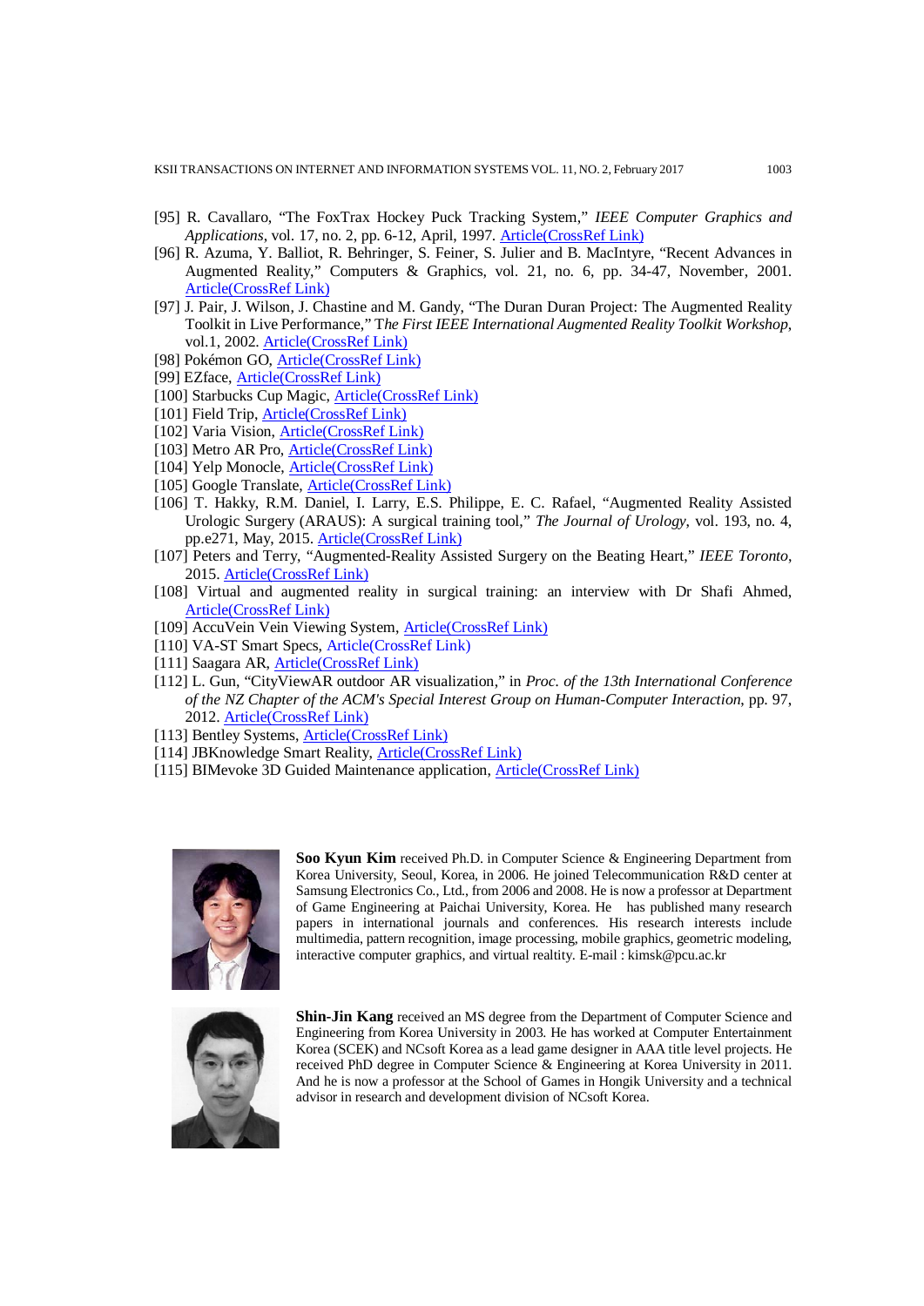[95] R. Cavallaro, "The FoxTrax Hockey Puck Tracking System," *IEEE Computer Graphics and Applications*, vol. 17, no. 2, pp. 6-12, April, 1997. Article(CrossRef Link)

[96] R. Azuma, Y. Balliot, R. Behringer, S. Feiner, S. Julier and B. MacIntyre, "Recent Advances in Augmented Reality," Computers & Graphics, vol. 21, no. 6, pp. 34-47, November, 2001. Article(CrossRef Link)

[97] J. Pair, J. Wilson, J. Chastine and M. Gandy, "The Duran Duran Project: The Augmented Reality Toolkit in Live Performance," T*he First IEEE International Augmented Reality Toolkit Workshop*, vol.1, 2002. Article(CrossRef Link)

[98] Pokémon GO, Article(CrossRef Link)

[99] EZface, Article(CrossRef Link)

[100] Starbucks Cup Magic, Article(CrossRef Link)

[101] Field Trip, Article(CrossRef Link)

[102] Varia Vision, Article(CrossRef Link)

[103] Metro AR Pro, Article(CrossRef Link)

[104] Yelp Monocle, Article(CrossRef Link)

[105] Google Translate, Article(CrossRef Link)

[106] T. Hakky, R.M. Daniel, I. Larry, E.S. Philippe, E. C. Rafael, "Augmented Reality Assisted Urologic Surgery (ARAUS): A surgical training tool," *The Journal of Urology*, vol. 193, no. 4, pp.e271, May, 2015. Article(CrossRef Link)

[107] Peters and Terry, "Augmented-Reality Assisted Surgery on the Beating Heart," *IEEE Toronto*, 2015. Article(CrossRef Link)

[108] Virtual and augmented reality in surgical training: an interview with Dr Shafi Ahmed, Article(CrossRef Link)

[109] AccuVein Vein Viewing System, Article(CrossRef Link)

[110] VA-ST Smart Specs, Article(CrossRef Link)

[111] Saagara AR, Article(CrossRef Link)

[112] L. Gun, "CityViewAR outdoor AR visualization," in *Proc. of the 13th International Conference of the NZ Chapter of the ACM's Special Interest Group on Human-Computer Interaction*, pp. 97, 2012. Article(CrossRef Link)

[113] Bentley Systems, Article(CrossRef Link)

[114] JBKnowledge Smart Reality, Article(CrossRef Link)

[115] BIMevoke 3D Guided Maintenance application, Article(CrossRef Link)

**Soo Kyun Kim** received Ph.D. in Computer Science & Engineering Department from Korea University, Seoul, Korea, in 2006. He joined Telecommunication R&D center at Samsung Electronics Co., Ltd., from 2006 and 2008. He is now a professor at Department of Game Engineering at Paichai University, Korea. He has published many research papers in international journals and conferences. His research interests include multimedia, pattern recognition, image processing, mobile graphics, geometric modeling, interactive computer graphics, and virtual realty. E-mail : kimsk@pcu.ac.kr

**Shin-Jin Kang** received an MS degree from the Department of Computer Science and Engineering from Korea University in 2003. He has worked at Computer Entertainment Korea (SCEK) and NCsoft Korea as a lead game designer in AAA title level projects. He received PhD degree in Computer Science & Engineering at Korea University in 2011. And he is now a professor at the School of Games in Hongik University and a technical advisor in research and development division of NCsoft Korea.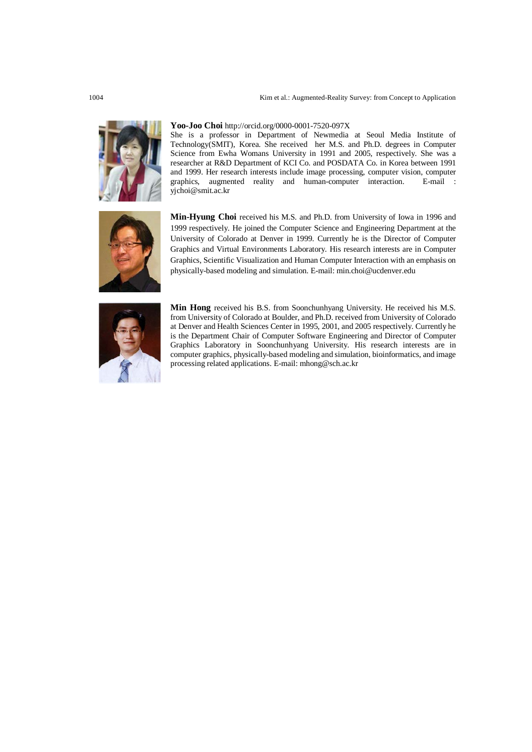**Yoo-Joo Choi** http://orcid.org/0000-0001-7520-097X
She is a professor in Department of Newmedia at Seoul Media Institute of Technology(SMIT), Korea. She received her M.S. and Ph.D. degrees in Computer Science from Ewha Womans University in 1991 and 2005, respectively. She was a researcher at R&D Department of KCI Co. and POSDATA Co. in Korea between 1991 and 1999. Her research interests include image processing, computer vision, computer graphics, augmented reality and human-computer interaction. E-mail : yjchoi@smit.ac.kr

**Min-Hyung Choi** received his M.S. and Ph.D. from University of Iowa in 1996 and 1999 respectively. He joined the Computer Science and Engineering Department at the University of Colorado at Denver in 1999. Currently he is the Director of Computer Graphics and Virtual Environments Laboratory. His research interests are in Computer Graphics, Scientific Visualization and Human Computer Interaction with an emphasis on physically-based modeling and simulation. E-mail: min.choi@ucdenver.edu

**Min Hong** received his B.S. from Soonchunhyang University. He received his M.S. from University of Colorado at Boulder, and Ph.D. received from University of Colorado at Denver and Health Sciences Center in 1995, 2001, and 2005 respectively. Currently he is the Department Chair of Computer Software Engineering and Director of Computer Graphics Laboratory in Soonchunhyang University. His research interests are in computer graphics, physically-based modeling and simulation, bioinformatics, and image processing related applications. E-mail: mhong@sch.ac.kr